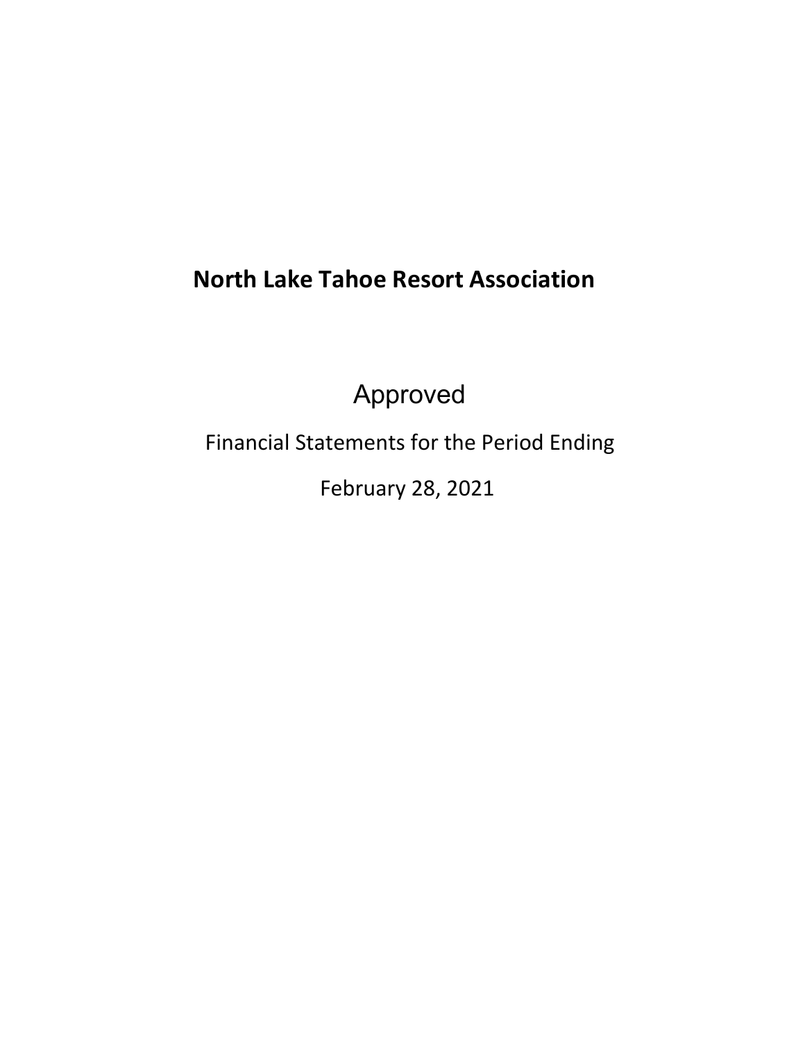# North Lake Tahoe Resort Association

Approved

Financial Statements for the Period Ending

February 28, 2021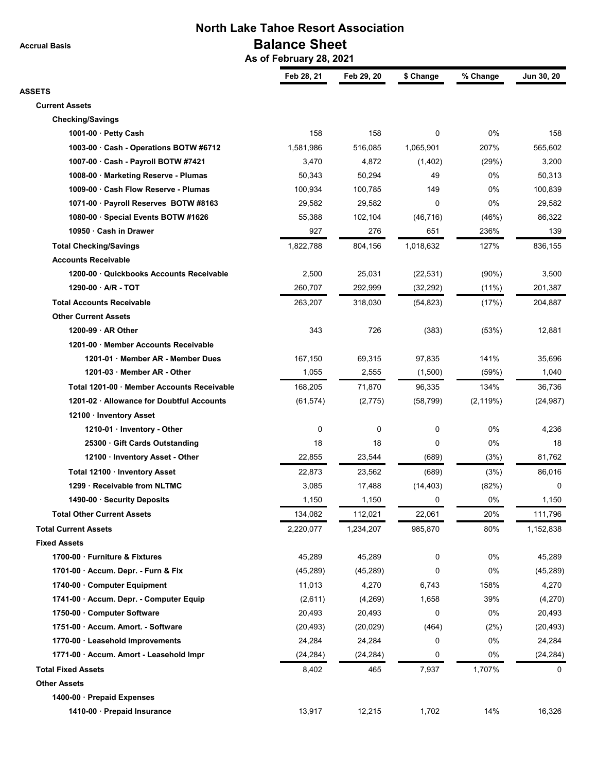# North Lake Tahoe Resort Association

## Balance Sheet

**As of February 28, 2021**

Accrual Basis

| | Feb 28, 21 | Feb 29, 20 | $ Change | % Change | Jun 30, 20 |
|---|---|---|---|---|---|
| **ASSETS** | | | | | |
| **Current Assets** | | | | | |
| **Checking/Savings** | | | | | |
| 1001-00 · Petty Cash | 158 | 158 | 0 | 0% | 158 |
| 1003-00 · Cash - Operations BOTW #6712 | 1,581,986 | 516,085 | 1,065,901 | 207% | 565,602 |
| 1007-00 · Cash - Payroll BOTW #7421 | 3,470 | 4,872 | (1,402) | (29%) | 3,200 |
| 1008-00 · Marketing Reserve - Plumas | 50,343 | 50,294 | 49 | 0% | 50,313 |
| 1009-00 · Cash Flow Reserve - Plumas | 100,934 | 100,785 | 149 | 0% | 100,839 |
| 1071-00 · Payroll Reserves BOTW #8163 | 29,582 | 29,582 | 0 | 0% | 29,582 |
| 1080-00 · Special Events BOTW #1626 | 55,388 | 102,104 | (46,716) | (46%) | 86,322 |
| 10950 · Cash in Drawer | 927 | 276 | 651 | 236% | 139 |
| **Total Checking/Savings** | 1,822,788 | 804,156 | 1,018,632 | 127% | 836,155 |
| **Accounts Receivable** | | | | | |
| 1200-00 · Quickbooks Accounts Receivable | 2,500 | 25,031 | (22,531) | (90%) | 3,500 |
| 1290-00 · A/R - TOT | 260,707 | 292,999 | (32,292) | (11%) | 201,387 |
| **Total Accounts Receivable** | 263,207 | 318,030 | (54,823) | (17%) | 204,887 |
| **Other Current Assets** | | | | | |
| 1200-99 · AR Other | 343 | 726 | (383) | (53%) | 12,881 |
| 1201-00 · Member Accounts Receivable | | | | | |
| 1201-01 · Member AR - Member Dues | 167,150 | 69,315 | 97,835 | 141% | 35,696 |
| 1201-03 · Member AR - Other | 1,055 | 2,555 | (1,500) | (59%) | 1,040 |
| Total 1201-00 · Member Accounts Receivable | 168,205 | 71,870 | 96,335 | 134% | 36,736 |
| 1201-02 · Allowance for Doubtful Accounts | (61,574) | (2,775) | (58,799) | (2,119%) | (24,987) |
| 12100 · Inventory Asset | | | | | |
| 1210-01 · Inventory - Other | 0 | 0 | 0 | 0% | 4,236 |
| 25300 · Gift Cards Outstanding | 18 | 18 | 0 | 0% | 18 |
| 12100 · Inventory Asset - Other | 22,855 | 23,544 | (689) | (3%) | 81,762 |
| Total 12100 · Inventory Asset | 22,873 | 23,562 | (689) | (3%) | 86,016 |
| 1299 · Receivable from NLTMC | 3,085 | 17,488 | (14,403) | (82%) | 0 |
| 1490-00 · Security Deposits | 1,150 | 1,150 | 0 | 0% | 1,150 |
| **Total Other Current Assets** | 134,082 | 112,021 | 22,061 | 20% | 111,796 |
| **Total Current Assets** | 2,220,077 | 1,234,207 | 985,870 | 80% | 1,152,838 |
| **Fixed Assets** | | | | | |
| 1700-00 · Furniture & Fixtures | 45,289 | 45,289 | 0 | 0% | 45,289 |
| 1701-00 · Accum. Depr. - Furn & Fix | (45,289) | (45,289) | 0 | 0% | (45,289) |
| 1740-00 · Computer Equipment | 11,013 | 4,270 | 6,743 | 158% | 4,270 |
| 1741-00 · Accum. Depr. - Computer Equip | (2,611) | (4,269) | 1,658 | 39% | (4,270) |
| 1750-00 · Computer Software | 20,493 | 20,493 | 0 | 0% | 20,493 |
| 1751-00 · Accum. Amort. - Software | (20,493) | (20,029) | (464) | (2%) | (20,493) |
| 1770-00 · Leasehold Improvements | 24,284 | 24,284 | 0 | 0% | 24,284 |
| 1771-00 · Accum. Amort - Leasehold Impr | (24,284) | (24,284) | 0 | 0% | (24,284) |
| **Total Fixed Assets** | 8,402 | 465 | 7,937 | 1,707% | 0 |
| **Other Assets** | | | | | |
| 1400-00 · Prepaid Expenses | | | | | |
| 1410-00 · Prepaid Insurance | 13,917 | 12,215 | 1,702 | 14% | 16,326 |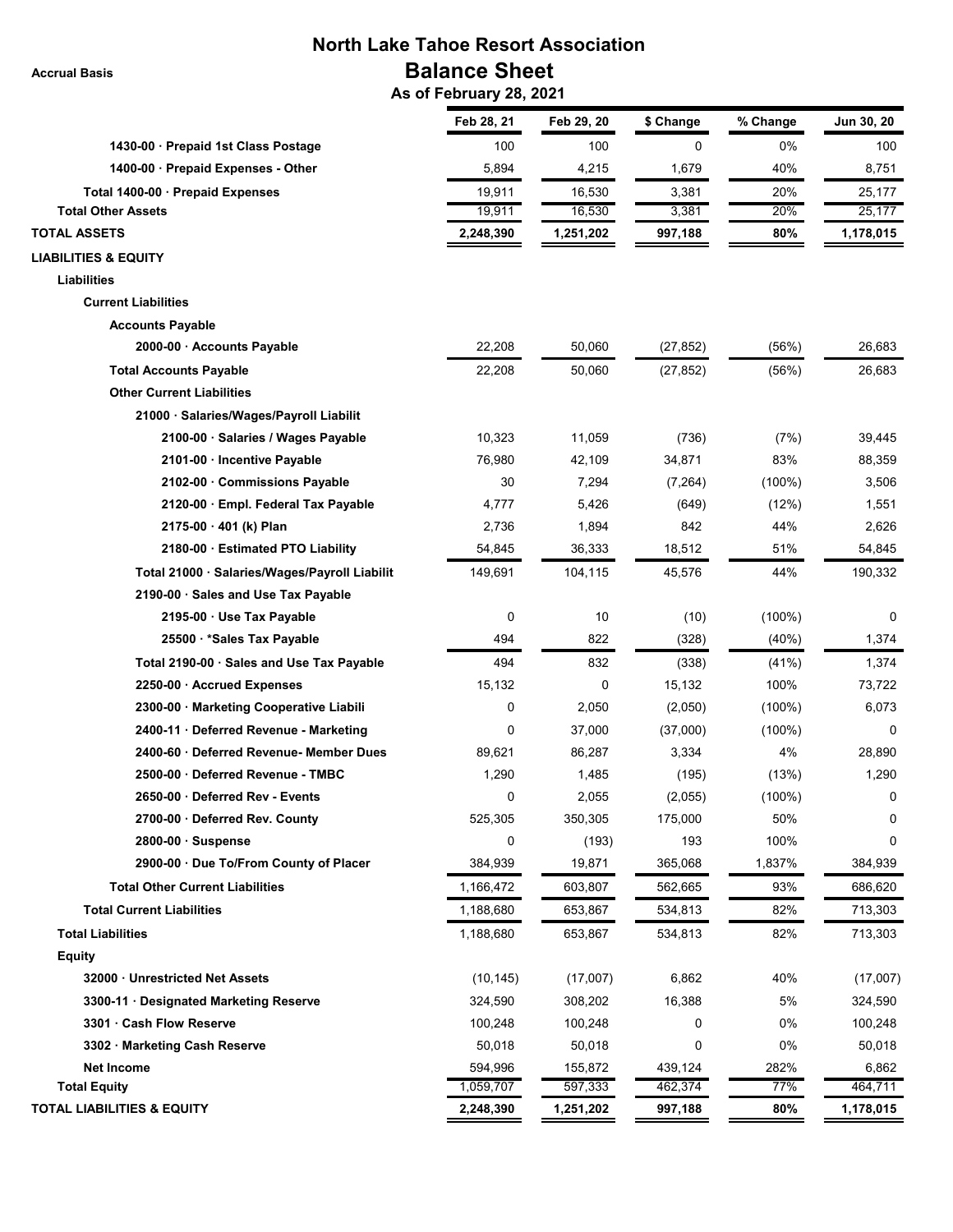# North Lake Tahoe Resort Association

## Balance Sheet

### As of February 28, 2021

Accrual Basis

| | Feb 28, 21 | Feb 29, 20 | $ Change | % Change | Jun 30, 20 |
|---|---|---|---|---|---|
| 1430-00 · Prepaid 1st Class Postage | 100 | 100 | 0 | 0% | 100 |
| 1400-00 · Prepaid Expenses - Other | 5,894 | 4,215 | 1,679 | 40% | 8,751 |
| Total 1400-00 · Prepaid Expenses | 19,911 | 16,530 | 3,381 | 20% | 25,177 |
| Total Other Assets | 19,911 | 16,530 | 3,381 | 20% | 25,177 |
| **TOTAL ASSETS** | **2,248,390** | **1,251,202** | **997,188** | **80%** | **1,178,015** |
| **LIABILITIES & EQUITY** | | | | | |
| Liabilities | | | | | |
| Current Liabilities | | | | | |
| Accounts Payable | | | | | |
| 2000-00 · Accounts Payable | 22,208 | 50,060 | (27,852) | (56%) | 26,683 |
| Total Accounts Payable | 22,208 | 50,060 | (27,852) | (56%) | 26,683 |
| Other Current Liabilities | | | | | |
| 21000 · Salaries/Wages/Payroll Liabilit | | | | | |
| 2100-00 · Salaries / Wages Payable | 10,323 | 11,059 | (736) | (7%) | 39,445 |
| 2101-00 · Incentive Payable | 76,980 | 42,109 | 34,871 | 83% | 88,359 |
| 2102-00 · Commissions Payable | 30 | 7,294 | (7,264) | (100%) | 3,506 |
| 2120-00 · Empl. Federal Tax Payable | 4,777 | 5,426 | (649) | (12%) | 1,551 |
| 2175-00 · 401 (k) Plan | 2,736 | 1,894 | 842 | 44% | 2,626 |
| 2180-00 · Estimated PTO Liability | 54,845 | 36,333 | 18,512 | 51% | 54,845 |
| Total 21000 · Salaries/Wages/Payroll Liabilit | 149,691 | 104,115 | 45,576 | 44% | 190,332 |
| 2190-00 · Sales and Use Tax Payable | | | | | |
| 2195-00 · Use Tax Payable | 0 | 10 | (10) | (100%) | 0 |
| 25500 · *Sales Tax Payable | 494 | 822 | (328) | (40%) | 1,374 |
| Total 2190-00 · Sales and Use Tax Payable | 494 | 832 | (338) | (41%) | 1,374 |
| 2250-00 · Accrued Expenses | 15,132 | 0 | 15,132 | 100% | 73,722 |
| 2300-00 · Marketing Cooperative Liabili | 0 | 2,050 | (2,050) | (100%) | 6,073 |
| 2400-11 · Deferred Revenue - Marketing | 0 | 37,000 | (37,000) | (100%) | 0 |
| 2400-60 · Deferred Revenue- Member Dues | 89,621 | 86,287 | 3,334 | 4% | 28,890 |
| 2500-00 · Deferred Revenue - TMBC | 1,290 | 1,485 | (195) | (13%) | 1,290 |
| 2650-00 · Deferred Rev - Events | 0 | 2,055 | (2,055) | (100%) | 0 |
| 2700-00 · Deferred Rev. County | 525,305 | 350,305 | 175,000 | 50% | 0 |
| 2800-00 · Suspense | 0 | (193) | 193 | 100% | 0 |
| 2900-00 · Due To/From County of Placer | 384,939 | 19,871 | 365,068 | 1,837% | 384,939 |
| Total Other Current Liabilities | 1,166,472 | 603,807 | 562,665 | 93% | 686,620 |
| Total Current Liabilities | 1,188,680 | 653,867 | 534,813 | 82% | 713,303 |
| Total Liabilities | 1,188,680 | 653,867 | 534,813 | 82% | 713,303 |
| Equity | | | | | |
| 32000 · Unrestricted Net Assets | (10,145) | (17,007) | 6,862 | 40% | (17,007) |
| 3300-11 · Designated Marketing Reserve | 324,590 | 308,202 | 16,388 | 5% | 324,590 |
| 3301 · Cash Flow Reserve | 100,248 | 100,248 | 0 | 0% | 100,248 |
| 3302 · Marketing Cash Reserve | 50,018 | 50,018 | 0 | 0% | 50,018 |
| Net Income | 594,996 | 155,872 | 439,124 | 282% | 6,862 |
| Total Equity | 1,059,707 | 597,333 | 462,374 | 77% | 464,711 |
| **TOTAL LIABILITIES & EQUITY** | **2,248,390** | **1,251,202** | **997,188** | **80%** | **1,178,015** |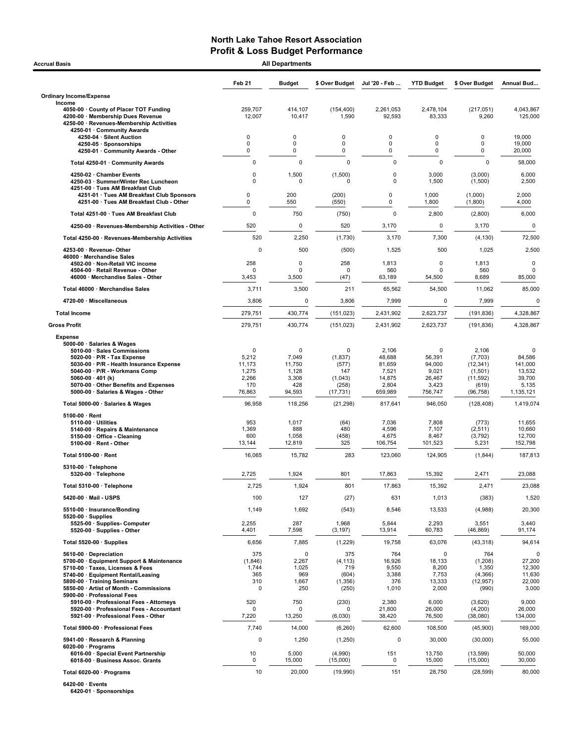# North Lake Tahoe Resort Association
## Profit & Loss Budget Performance

**Accrual Basis** — **All Departments**

| | Feb 21 | Budget | $ Over Budget | Jul '20 - Feb ... | YTD Budget | $ Over Budget | Annual Bud... |
|---|---|---|---|---|---|---|---|
| **Ordinary Income/Expense** | | | | | | | |
| **Income** | | | | | | | |
| 4050-00 · County of Placer TOT Funding | 259,707 | 414,107 | (154,400) | 2,261,053 | 2,478,104 | (217,051) | 4,043,867 |
| 4200-00 · Membership Dues Revenue | 12,007 | 10,417 | 1,590 | 92,593 | 83,333 | 9,260 | 125,000 |
| 4250-00 · Revenues-Membership Activities | | | | | | | |
| 4250-01 · Community Awards | | | | | | | |
| 4250-04 · Silent Auction | 0 | 0 | 0 | 0 | 0 | 0 | 19,000 |
| 4250-05 · Sponsorships | 0 | 0 | 0 | 0 | 0 | 0 | 19,000 |
| 4250-01 · Community Awards - Other | 0 | 0 | 0 | 0 | 0 | 0 | 20,000 |
| Total 4250-01 · Community Awards | 0 | 0 | 0 | 0 | 0 | 0 | 58,000 |
| 4250-02 · Chamber Events | 0 | 1,500 | (1,500) | 0 | 3,000 | (3,000) | 6,000 |
| 4250-03 · Summer/Winter Rec Luncheon | 0 | 0 | 0 | 0 | 1,500 | (1,500) | 2,500 |
| 4251-00 · Tues AM Breakfast Club | | | | | | | |
| 4251-01 · Tues AM Breakfast Club Sponsors | 0 | 200 | (200) | 0 | 1,000 | (1,000) | 2,000 |
| 4251-00 · Tues AM Breakfast Club - Other | 0 | 550 | (550) | 0 | 1,800 | (1,800) | 4,000 |
| Total 4251-00 · Tues AM Breakfast Club | 0 | 750 | (750) | 0 | 2,800 | (2,800) | 6,000 |
| 4250-00 · Revenues-Membership Activities - Other | 520 | 0 | 520 | 3,170 | 0 | 3,170 | 0 |
| Total 4250-00 · Revenues-Membership Activities | 520 | 2,250 | (1,730) | 3,170 | 7,300 | (4,130) | 72,500 |
| 4253-00 · Revenue- Other | 0 | 500 | (500) | 1,525 | 500 | 1,025 | 2,500 |
| 46000 · Merchandise Sales | | | | | | | |
| 4502-00 · Non-Retail VIC income | 258 | 0 | 258 | 1,813 | 0 | 1,813 | 0 |
| 4504-00 · Retail Revenue - Other | 0 | 0 | 0 | 560 | 0 | 560 | 0 |
| 46000 · Merchandise Sales - Other | 3,453 | 3,500 | (47) | 63,189 | 54,500 | 8,689 | 85,000 |
| Total 46000 · Merchandise Sales | 3,711 | 3,500 | 211 | 65,562 | 54,500 | 11,062 | 85,000 |
| 4720-00 · Miscellaneous | 3,806 | 0 | 3,806 | 7,999 | 0 | 7,999 | 0 |
| **Total Income** | 279,751 | 430,774 | (151,023) | 2,431,902 | 2,623,737 | (191,836) | 4,328,867 |
| **Gross Profit** | 279,751 | 430,774 | (151,023) | 2,431,902 | 2,623,737 | (191,836) | 4,328,867 |
| **Expense** | | | | | | | |
| 5000-00 · Salaries & Wages | | | | | | | |
| 5010-00 · Sales Commissions | 0 | 0 | 0 | 2,106 | 0 | 2,106 | 0 |
| 5020-00 · P/R - Tax Expense | 5,212 | 7,049 | (1,837) | 48,688 | 56,391 | (7,703) | 84,586 |
| 5030-00 · P/R - Health Insurance Expense | 11,173 | 11,750 | (577) | 81,659 | 94,000 | (12,341) | 141,000 |
| 5040-00 · P/R - Workmans Comp | 1,275 | 1,128 | 147 | 7,521 | 9,021 | (1,501) | 13,532 |
| 5060-00 · 401 (k) | 2,266 | 3,308 | (1,043) | 14,875 | 26,467 | (11,592) | 39,700 |
| 5070-00 · Other Benefits and Expenses | 170 | 428 | (258) | 2,804 | 3,423 | (619) | 5,135 |
| 5000-00 · Salaries & Wages - Other | 76,863 | 94,593 | (17,731) | 659,989 | 756,747 | (96,758) | 1,135,121 |
| Total 5000-00 · Salaries & Wages | 96,958 | 118,256 | (21,298) | 817,641 | 946,050 | (128,408) | 1,419,074 |
| 5100-00 · Rent | | | | | | | |
| 5110-00 · Utilities | 953 | 1,017 | (64) | 7,036 | 7,808 | (773) | 11,655 |
| 5140-00 · Repairs & Maintenance | 1,369 | 888 | 480 | 4,596 | 7,107 | (2,511) | 10,660 |
| 5150-00 · Office - Cleaning | 600 | 1,058 | (458) | 4,675 | 8,467 | (3,792) | 12,700 |
| 5100-00 · Rent - Other | 13,144 | 12,819 | 325 | 106,754 | 101,523 | 5,231 | 152,798 |
| Total 5100-00 · Rent | 16,065 | 15,782 | 283 | 123,060 | 124,905 | (1,844) | 187,813 |
| 5310-00 · Telephone | | | | | | | |
| 5320-00 · Telephone | 2,725 | 1,924 | 801 | 17,863 | 15,392 | 2,471 | 23,088 |
| Total 5310-00 · Telephone | 2,725 | 1,924 | 801 | 17,863 | 15,392 | 2,471 | 23,088 |
| 5420-00 · Mail - USPS | 100 | 127 | (27) | 631 | 1,013 | (383) | 1,520 |
| 5510-00 · Insurance/Bonding | 1,149 | 1,692 | (543) | 8,546 | 13,533 | (4,988) | 20,300 |
| 5520-00 · Supplies | | | | | | | |
| 5525-00 · Supplies- Computer | 2,255 | 287 | 1,968 | 5,844 | 2,293 | 3,551 | 3,440 |
| 5520-00 · Supplies - Other | 4,401 | 7,598 | (3,197) | 13,914 | 60,783 | (46,869) | 91,174 |
| Total 5520-00 · Supplies | 6,656 | 7,885 | (1,229) | 19,758 | 63,076 | (43,318) | 94,614 |
| 5610-00 · Depreciation | 375 | 0 | 375 | 764 | 0 | 764 | 0 |
| 5700-00 · Equipment Support & Maintenance | (1,846) | 2,267 | (4,113) | 16,926 | 18,133 | (1,208) | 27,200 |
| 5710-00 · Taxes, Licenses & Fees | 1,744 | 1,025 | 719 | 9,550 | 8,200 | 1,350 | 12,300 |
| 5740-00 · Equipment Rental/Leasing | 365 | 969 | (604) | 3,388 | 7,753 | (4,366) | 11,630 |
| 5800-00 · Training Seminars | 310 | 1,667 | (1,356) | 376 | 13,333 | (12,957) | 22,000 |
| 5850-00 · Artist of Month - Commissions | 0 | 250 | (250) | 1,010 | 2,000 | (990) | 3,000 |
| 5900-00 · Professional Fees | | | | | | | |
| 5910-00 · Professional Fees - Attorneys | 520 | 750 | (230) | 2,380 | 6,000 | (3,620) | 9,000 |
| 5920-00 · Professional Fees - Accountant | 0 | 0 | 0 | 21,800 | 26,000 | (4,200) | 26,000 |
| 5921-00 · Professional Fees - Other | 7,220 | 13,250 | (6,030) | 38,420 | 76,500 | (38,080) | 134,000 |
| Total 5900-00 · Professional Fees | 7,740 | 14,000 | (6,260) | 62,600 | 108,500 | (45,900) | 169,000 |
| 5941-00 · Research & Planning | 0 | 1,250 | (1,250) | 0 | 30,000 | (30,000) | 55,000 |
| 6020-00 · Programs | | | | | | | |
| 6016-00 · Special Event Partnership | 10 | 5,000 | (4,990) | 151 | 13,750 | (13,599) | 50,000 |
| 6018-00 · Business Assoc. Grants | 0 | 15,000 | (15,000) | 0 | 15,000 | (15,000) | 30,000 |
| Total 6020-00 · Programs | 10 | 20,000 | (19,990) | 151 | 28,750 | (28,599) | 80,000 |
| 6420-00 · Events | | | | | | | |
| 6420-01 · Sponsorships | | | | | | | |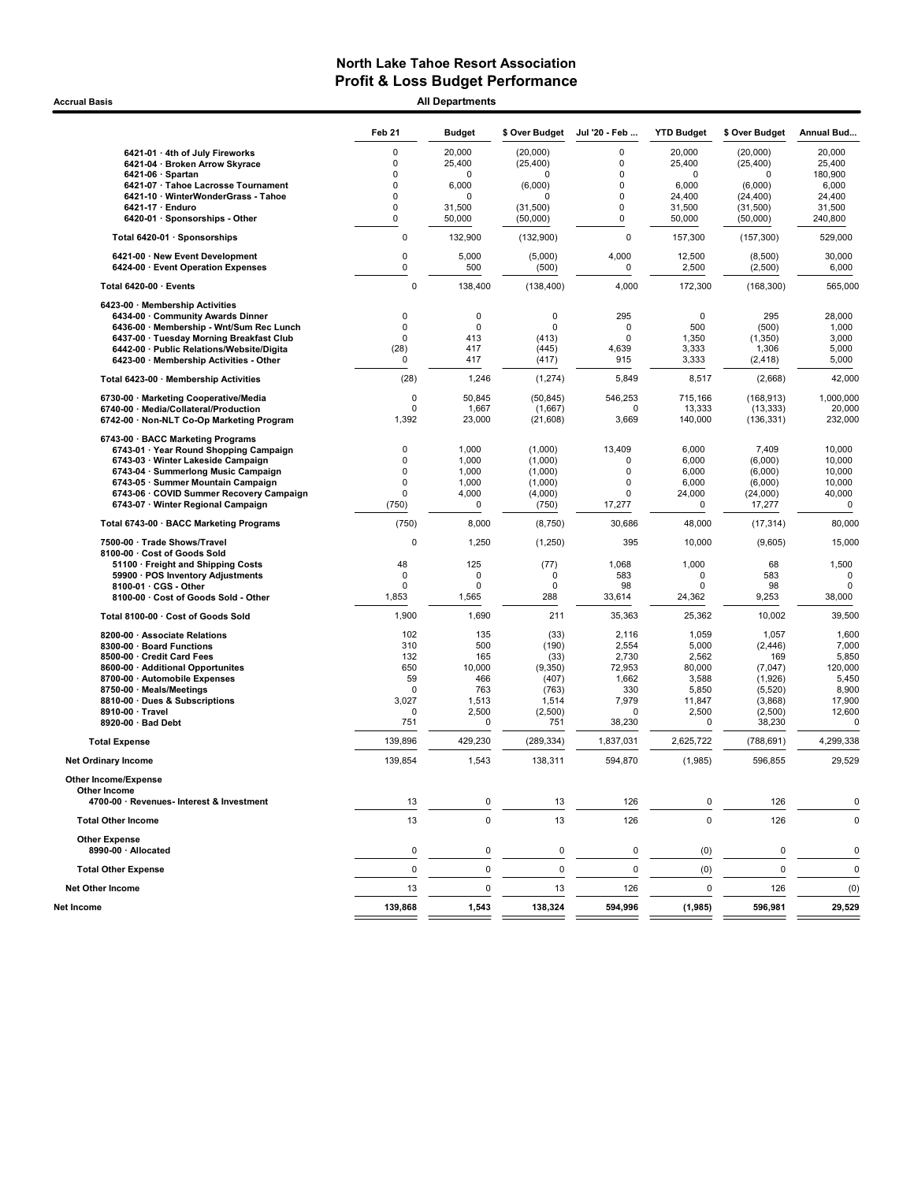# North Lake Tahoe Resort Association
## Profit & Loss Budget Performance

**Accrual Basis** — **All Departments**

| | Feb 21 | Budget | $ Over Budget | Jul '20 - Feb ... | YTD Budget | $ Over Budget | Annual Bud... |
|---|---|---|---|---|---|---|---|
| 6421-01 · 4th of July Fireworks | 0 | 20,000 | (20,000) | 0 | 20,000 | (20,000) | 20,000 |
| 6421-04 · Broken Arrow Skyrace | 0 | 25,400 | (25,400) | 0 | 25,400 | (25,400) | 25,400 |
| 6421-06 · Spartan | 0 | 0 | 0 | 0 | 0 | 0 | 180,900 |
| 6421-07 · Tahoe Lacrosse Tournament | 0 | 6,000 | (6,000) | 0 | 6,000 | (6,000) | 6,000 |
| 6421-10 · WinterWonderGrass - Tahoe | 0 | 0 | 0 | 0 | 24,400 | (24,400) | 24,400 |
| 6421-17 · Enduro | 0 | 31,500 | (31,500) | 0 | 31,500 | (31,500) | 31,500 |
| 6420-01 · Sponsorships - Other | 0 | 50,000 | (50,000) | 0 | 50,000 | (50,000) | 240,800 |
| **Total 6420-01 · Sponsorships** | 0 | 132,900 | (132,900) | 0 | 157,300 | (157,300) | 529,000 |
| 6421-00 · New Event Development | 0 | 5,000 | (5,000) | 4,000 | 12,500 | (8,500) | 30,000 |
| 6424-00 · Event Operation Expenses | 0 | 500 | (500) | 0 | 2,500 | (2,500) | 6,000 |
| **Total 6420-00 · Events** | 0 | 138,400 | (138,400) | 4,000 | 172,300 | (168,300) | 565,000 |
| 6423-00 · Membership Activities | | | | | | | |
| 6434-00 · Community Awards Dinner | 0 | 0 | 0 | 295 | 0 | 295 | 28,000 |
| 6436-00 · Membership - Wnt/Sum Rec Lunch | 0 | 0 | 0 | 0 | 500 | (500) | 1,000 |
| 6437-00 · Tuesday Morning Breakfast Club | 0 | 413 | (413) | 0 | 1,350 | (1,350) | 3,000 |
| 6442-00 · Public Relations/Website/Digita | (28) | 417 | (445) | 4,639 | 3,333 | 1,306 | 5,000 |
| 6423-00 · Membership Activities - Other | 0 | 417 | (417) | 915 | 3,333 | (2,418) | 5,000 |
| **Total 6423-00 · Membership Activities** | (28) | 1,246 | (1,274) | 5,849 | 8,517 | (2,668) | 42,000 |
| 6730-00 · Marketing Cooperative/Media | 0 | 50,845 | (50,845) | 546,253 | 715,166 | (168,913) | 1,000,000 |
| 6740-00 · Media/Collateral/Production | 0 | 1,667 | (1,667) | 0 | 13,333 | (13,333) | 20,000 |
| 6742-00 · Non-NLT Co-Op Marketing Program | 1,392 | 23,000 | (21,608) | 3,669 | 140,000 | (136,331) | 232,000 |
| 6743-00 · BACC Marketing Programs | | | | | | | |
| 6743-01 · Year Round Shopping Campaign | 0 | 1,000 | (1,000) | 13,409 | 6,000 | 7,409 | 10,000 |
| 6743-03 · Winter Lakeside Campaign | 0 | 1,000 | (1,000) | 0 | 6,000 | (6,000) | 10,000 |
| 6743-04 · Summerlong Music Campaign | 0 | 1,000 | (1,000) | 0 | 6,000 | (6,000) | 10,000 |
| 6743-05 · Summer Mountain Campaign | 0 | 1,000 | (1,000) | 0 | 6,000 | (6,000) | 10,000 |
| 6743-06 · COVID Summer Recovery Campaign | 0 | 4,000 | (4,000) | 0 | 24,000 | (24,000) | 40,000 |
| 6743-07 · Winter Regional Campaign | (750) | 0 | (750) | 17,277 | 0 | 17,277 | 0 |
| **Total 6743-00 · BACC Marketing Programs** | (750) | 8,000 | (8,750) | 30,686 | 48,000 | (17,314) | 80,000 |
| 7500-00 · Trade Shows/Travel | 0 | 1,250 | (1,250) | 395 | 10,000 | (9,605) | 15,000 |
| 8100-00 · Cost of Goods Sold | | | | | | | |
| 51100 · Freight and Shipping Costs | 48 | 125 | (77) | 1,068 | 1,000 | 68 | 1,500 |
| 59900 · POS Inventory Adjustments | 0 | 0 | 0 | 583 | 0 | 583 | 0 |
| 8100-01 · CGS - Other | 0 | 0 | 0 | 98 | 0 | 98 | 0 |
| 8100-00 · Cost of Goods Sold - Other | 1,853 | 1,565 | 288 | 33,614 | 24,362 | 9,253 | 38,000 |
| **Total 8100-00 · Cost of Goods Sold** | 1,900 | 1,690 | 211 | 35,363 | 25,362 | 10,002 | 39,500 |
| 8200-00 · Associate Relations | 102 | 135 | (33) | 2,116 | 1,059 | 1,057 | 1,600 |
| 8300-00 · Board Functions | 310 | 500 | (190) | 2,554 | 5,000 | (2,446) | 7,000 |
| 8500-00 · Credit Card Fees | 132 | 165 | (33) | 2,730 | 2,562 | 169 | 5,850 |
| 8600-00 · Additional Opportunites | 650 | 10,000 | (9,350) | 72,953 | 80,000 | (7,047) | 120,000 |
| 8700-00 · Automobile Expenses | 59 | 466 | (407) | 1,662 | 3,588 | (1,926) | 5,450 |
| 8750-00 · Meals/Meetings | 0 | 763 | (763) | 330 | 5,850 | (5,520) | 8,900 |
| 8810-00 · Dues & Subscriptions | 3,027 | 1,513 | 1,514 | 7,979 | 11,847 | (3,868) | 17,900 |
| 8910-00 · Travel | 0 | 2,500 | (2,500) | 0 | 2,500 | (2,500) | 12,600 |
| 8920-00 · Bad Debt | 751 | 0 | 751 | 38,230 | 0 | 38,230 | 0 |
| **Total Expense** | 139,896 | 429,230 | (289,334) | 1,837,031 | 2,625,722 | (788,691) | 4,299,338 |
| **Net Ordinary Income** | 139,854 | 1,543 | 138,311 | 594,870 | (1,985) | 596,855 | 29,529 |
| **Other Income/Expense** | | | | | | | |
| **Other Income** | | | | | | | |
| 4700-00 · Revenues- Interest & Investment | 13 | 0 | 13 | 126 | 0 | 126 | 0 |
| **Total Other Income** | 13 | 0 | 13 | 126 | 0 | 126 | 0 |
| **Other Expense** | | | | | | | |
| 8990-00 · Allocated | 0 | 0 | 0 | 0 | (0) | 0 | 0 |
| **Total Other Expense** | 0 | 0 | 0 | 0 | (0) | 0 | 0 |
| **Net Other Income** | 13 | 0 | 13 | 126 | 0 | 126 | (0) |
| **Net Income** | 139,868 | 1,543 | 138,324 | 594,996 | (1,985) | 596,981 | 29,529 |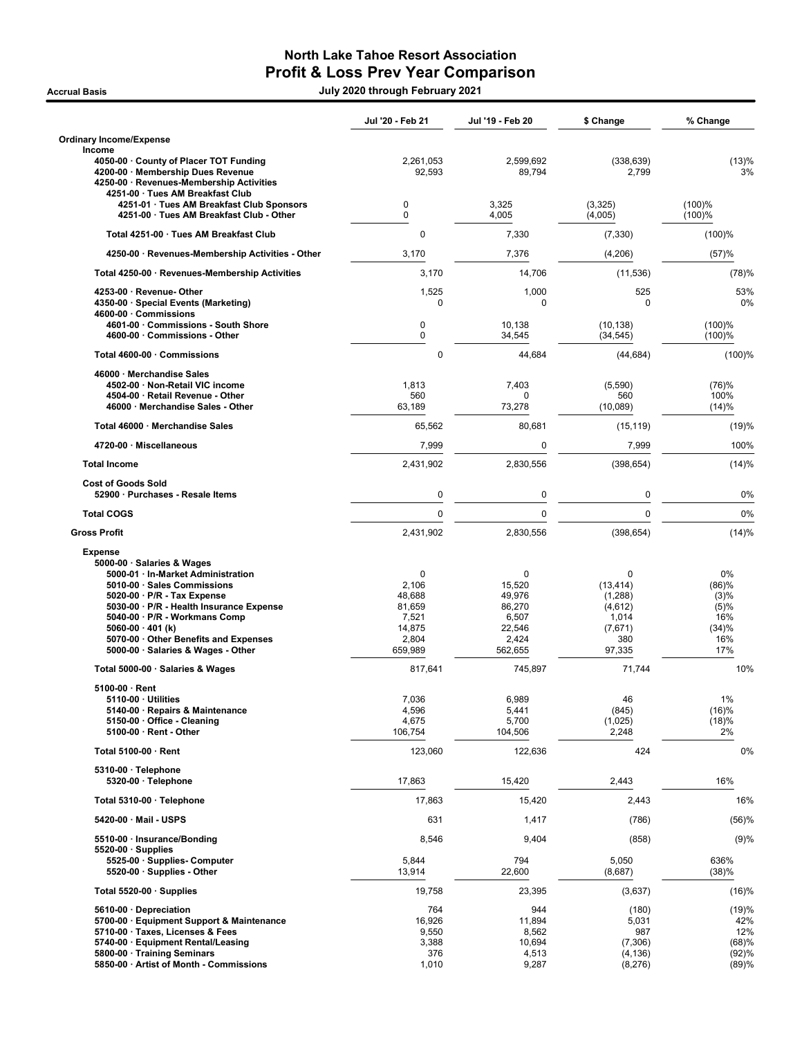# North Lake Tahoe Resort Association
## Profit & Loss Prev Year Comparison

**Accrual Basis** — July 2020 through February 2021

| | Jul '20 - Feb 21 | Jul '19 - Feb 20 | $ Change | % Change |
|---|---|---|---|---|
| **Ordinary Income/Expense** | | | | |
| **Income** | | | | |
| 4050-00 · County of Placer TOT Funding | 2,261,053 | 2,599,692 | (338,639) | (13)% |
| 4200-00 · Membership Dues Revenue | 92,593 | 89,794 | 2,799 | 3% |
| 4250-00 · Revenues-Membership Activities | | | | |
| 4251-00 · Tues AM Breakfast Club | | | | |
| 4251-01 · Tues AM Breakfast Club Sponsors | 0 | 3,325 | (3,325) | (100)% |
| 4251-00 · Tues AM Breakfast Club - Other | 0 | 4,005 | (4,005) | (100)% |
| Total 4251-00 · Tues AM Breakfast Club | 0 | 7,330 | (7,330) | (100)% |
| 4250-00 · Revenues-Membership Activities - Other | 3,170 | 7,376 | (4,206) | (57)% |
| Total 4250-00 · Revenues-Membership Activities | 3,170 | 14,706 | (11,536) | (78)% |
| 4253-00 · Revenue- Other | 1,525 | 1,000 | 525 | 53% |
| 4350-00 · Special Events (Marketing) | 0 | 0 | 0 | 0% |
| 4600-00 · Commissions | | | | |
| 4601-00 · Commissions - South Shore | 0 | 10,138 | (10,138) | (100)% |
| 4600-00 · Commissions - Other | 0 | 34,545 | (34,545) | (100)% |
| Total 4600-00 · Commissions | 0 | 44,684 | (44,684) | (100)% |
| 46000 · Merchandise Sales | | | | |
| 4502-00 · Non-Retail VIC income | 1,813 | 7,403 | (5,590) | (76)% |
| 4504-00 · Retail Revenue - Other | 560 | 0 | 560 | 100% |
| 46000 · Merchandise Sales - Other | 63,189 | 73,278 | (10,089) | (14)% |
| Total 46000 · Merchandise Sales | 65,562 | 80,681 | (15,119) | (19)% |
| 4720-00 · Miscellaneous | 7,999 | 0 | 7,999 | 100% |
| **Total Income** | 2,431,902 | 2,830,556 | (398,654) | (14)% |
| **Cost of Goods Sold** | | | | |
| 52900 · Purchases - Resale Items | 0 | 0 | 0 | 0% |
| **Total COGS** | 0 | 0 | 0 | 0% |
| **Gross Profit** | 2,431,902 | 2,830,556 | (398,654) | (14)% |
| **Expense** | | | | |
| 5000-00 · Salaries & Wages | | | | |
| 5000-01 · In-Market Administration | 0 | 0 | 0 | 0% |
| 5010-00 · Sales Commissions | 2,106 | 15,520 | (13,414) | (86)% |
| 5020-00 · P/R - Tax Expense | 48,688 | 49,976 | (1,288) | (3)% |
| 5030-00 · P/R - Health Insurance Expense | 81,659 | 86,270 | (4,612) | (5)% |
| 5040-00 · P/R - Workmans Comp | 7,521 | 6,507 | 1,014 | 16% |
| 5060-00 · 401 (k) | 14,875 | 22,546 | (7,671) | (34)% |
| 5070-00 · Other Benefits and Expenses | 2,804 | 2,424 | 380 | 16% |
| 5000-00 · Salaries & Wages - Other | 659,989 | 562,655 | 97,335 | 17% |
| Total 5000-00 · Salaries & Wages | 817,641 | 745,897 | 71,744 | 10% |
| 5100-00 · Rent | | | | |
| 5110-00 · Utilities | 7,036 | 6,989 | 46 | 1% |
| 5140-00 · Repairs & Maintenance | 4,596 | 5,441 | (845) | (16)% |
| 5150-00 · Office - Cleaning | 4,675 | 5,700 | (1,025) | (18)% |
| 5100-00 · Rent - Other | 106,754 | 104,506 | 2,248 | 2% |
| Total 5100-00 · Rent | 123,060 | 122,636 | 424 | 0% |
| 5310-00 · Telephone | | | | |
| 5320-00 · Telephone | 17,863 | 15,420 | 2,443 | 16% |
| Total 5310-00 · Telephone | 17,863 | 15,420 | 2,443 | 16% |
| 5420-00 · Mail - USPS | 631 | 1,417 | (786) | (56)% |
| 5510-00 · Insurance/Bonding | 8,546 | 9,404 | (858) | (9)% |
| 5520-00 · Supplies | | | | |
| 5525-00 · Supplies- Computer | 5,844 | 794 | 5,050 | 636% |
| 5520-00 · Supplies - Other | 13,914 | 22,600 | (8,687) | (38)% |
| Total 5520-00 · Supplies | 19,758 | 23,395 | (3,637) | (16)% |
| 5610-00 · Depreciation | 764 | 944 | (180) | (19)% |
| 5700-00 · Equipment Support & Maintenance | 16,926 | 11,894 | 5,031 | 42% |
| 5710-00 · Taxes, Licenses & Fees | 9,550 | 8,562 | 987 | 12% |
| 5740-00 · Equipment Rental/Leasing | 3,388 | 10,694 | (7,306) | (68)% |
| 5800-00 · Training Seminars | 376 | 4,513 | (4,136) | (92)% |
| 5850-00 · Artist of Month - Commissions | 1,010 | 9,287 | (8,276) | (89)% |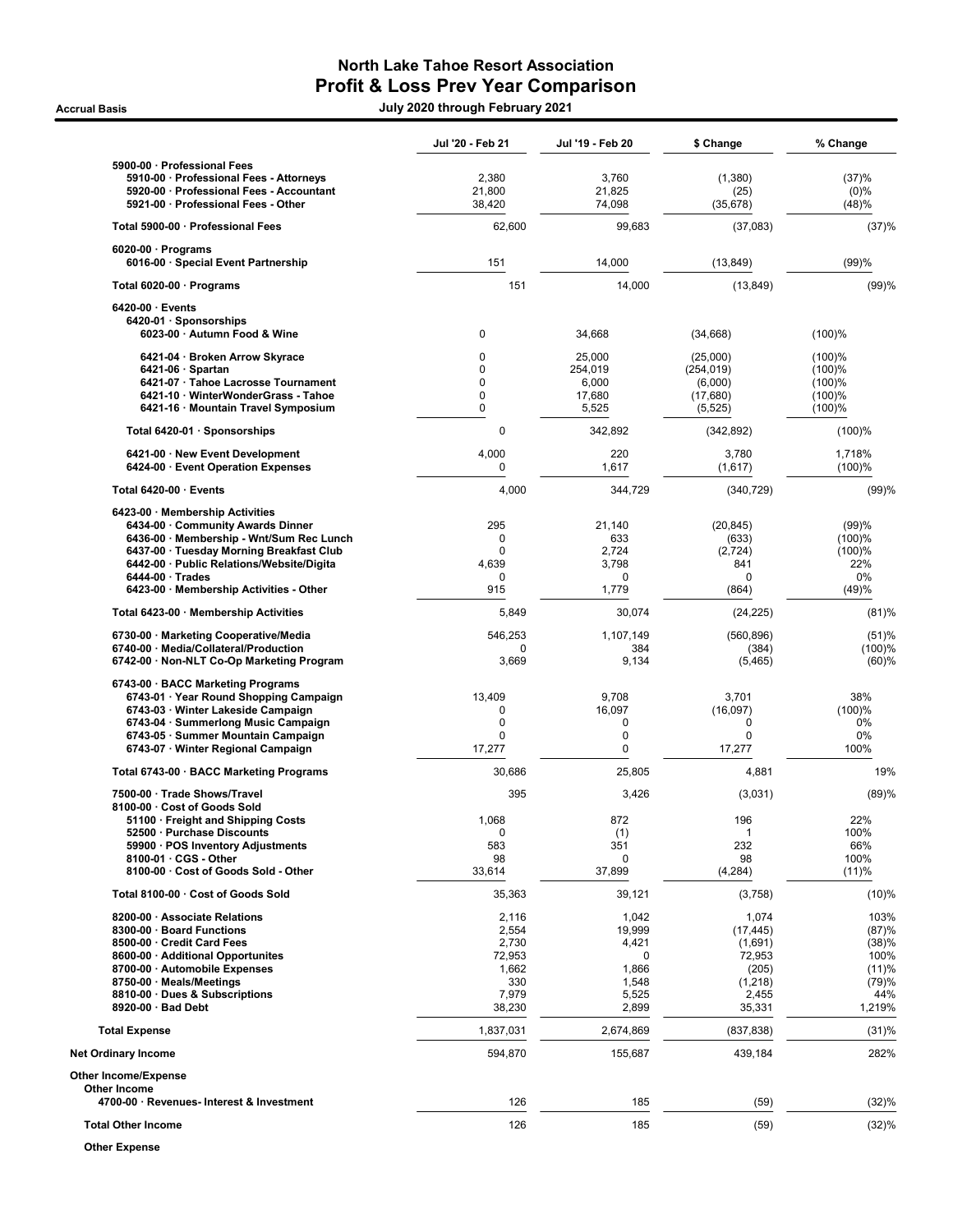# North Lake Tahoe Resort Association
## Profit & Loss Prev Year Comparison

**Accrual Basis** — **July 2020 through February 2021**

| | Jul '20 - Feb 21 | Jul '19 - Feb 20 | $ Change | % Change |
|---|---|---|---|---|
| 5900-00 · Professional Fees | | | | |
| 5910-00 · Professional Fees - Attorneys | 2,380 | 3,760 | (1,380) | (37)% |
| 5920-00 · Professional Fees - Accountant | 21,800 | 21,825 | (25) | (0)% |
| 5921-00 · Professional Fees - Other | 38,420 | 74,098 | (35,678) | (48)% |
| Total 5900-00 · Professional Fees | 62,600 | 99,683 | (37,083) | (37)% |
| 6020-00 · Programs | | | | |
| 6016-00 · Special Event Partnership | 151 | 14,000 | (13,849) | (99)% |
| Total 6020-00 · Programs | 151 | 14,000 | (13,849) | (99)% |
| 6420-00 · Events | | | | |
| 6420-01 · Sponsorships | | | | |
| 6023-00 · Autumn Food & Wine | 0 | 34,668 | (34,668) | (100)% |
| 6421-04 · Broken Arrow Skyrace | 0 | 25,000 | (25,000) | (100)% |
| 6421-06 · Spartan | 0 | 254,019 | (254,019) | (100)% |
| 6421-07 · Tahoe Lacrosse Tournament | 0 | 6,000 | (6,000) | (100)% |
| 6421-10 · WinterWonderGrass - Tahoe | 0 | 17,680 | (17,680) | (100)% |
| 6421-16 · Mountain Travel Symposium | 0 | 5,525 | (5,525) | (100)% |
| Total 6420-01 · Sponsorships | 0 | 342,892 | (342,892) | (100)% |
| 6421-00 · New Event Development | 4,000 | 220 | 3,780 | 1,718% |
| 6424-00 · Event Operation Expenses | 0 | 1,617 | (1,617) | (100)% |
| Total 6420-00 · Events | 4,000 | 344,729 | (340,729) | (99)% |
| 6423-00 · Membership Activities | | | | |
| 6434-00 · Community Awards Dinner | 295 | 21,140 | (20,845) | (99)% |
| 6436-00 · Membership - Wnt/Sum Rec Lunch | 0 | 633 | (633) | (100)% |
| 6437-00 · Tuesday Morning Breakfast Club | 0 | 2,724 | (2,724) | (100)% |
| 6442-00 · Public Relations/Website/Digita | 4,639 | 3,798 | 841 | 22% |
| 6444-00 · Trades | 0 | 0 | 0 | 0% |
| 6423-00 · Membership Activities - Other | 915 | 1,779 | (864) | (49)% |
| Total 6423-00 · Membership Activities | 5,849 | 30,074 | (24,225) | (81)% |
| 6730-00 · Marketing Cooperative/Media | 546,253 | 1,107,149 | (560,896) | (51)% |
| 6740-00 · Media/Collateral/Production | 0 | 384 | (384) | (100)% |
| 6742-00 · Non-NLT Co-Op Marketing Program | 3,669 | 9,134 | (5,465) | (60)% |
| 6743-00 · BACC Marketing Programs | | | | |
| 6743-01 · Year Round Shopping Campaign | 13,409 | 9,708 | 3,701 | 38% |
| 6743-03 · Winter Lakeside Campaign | 0 | 16,097 | (16,097) | (100)% |
| 6743-04 · Summerlong Music Campaign | 0 | 0 | 0 | 0% |
| 6743-05 · Summer Mountain Campaign | 0 | 0 | 0 | 0% |
| 6743-07 · Winter Regional Campaign | 17,277 | 0 | 17,277 | 100% |
| Total 6743-00 · BACC Marketing Programs | 30,686 | 25,805 | 4,881 | 19% |
| 7500-00 · Trade Shows/Travel | 395 | 3,426 | (3,031) | (89)% |
| 8100-00 · Cost of Goods Sold | | | | |
| 51100 · Freight and Shipping Costs | 1,068 | 872 | 196 | 22% |
| 52500 · Purchase Discounts | 0 | (1) | 1 | 100% |
| 59900 · POS Inventory Adjustments | 583 | 351 | 232 | 66% |
| 8100-01 · CGS - Other | 98 | 0 | 98 | 100% |
| 8100-00 · Cost of Goods Sold - Other | 33,614 | 37,899 | (4,284) | (11)% |
| Total 8100-00 · Cost of Goods Sold | 35,363 | 39,121 | (3,758) | (10)% |
| 8200-00 · Associate Relations | 2,116 | 1,042 | 1,074 | 103% |
| 8300-00 · Board Functions | 2,554 | 19,999 | (17,445) | (87)% |
| 8500-00 · Credit Card Fees | 2,730 | 4,421 | (1,691) | (38)% |
| 8600-00 · Additional Opportunites | 72,953 | 0 | 72,953 | 100% |
| 8700-00 · Automobile Expenses | 1,662 | 1,866 | (205) | (11)% |
| 8750-00 · Meals/Meetings | 330 | 1,548 | (1,218) | (79)% |
| 8810-00 · Dues & Subscriptions | 7,979 | 5,525 | 2,455 | 44% |
| 8920-00 · Bad Debt | 38,230 | 2,899 | 35,331 | 1,219% |
| Total Expense | 1,837,031 | 2,674,869 | (837,838) | (31)% |
| Net Ordinary Income | 594,870 | 155,687 | 439,184 | 282% |
| Other Income/Expense | | | | |
| Other Income | | | | |
| 4700-00 · Revenues- Interest & Investment | 126 | 185 | (59) | (32)% |
| Total Other Income | 126 | 185 | (59) | (32)% |
| Other Expense | | | | |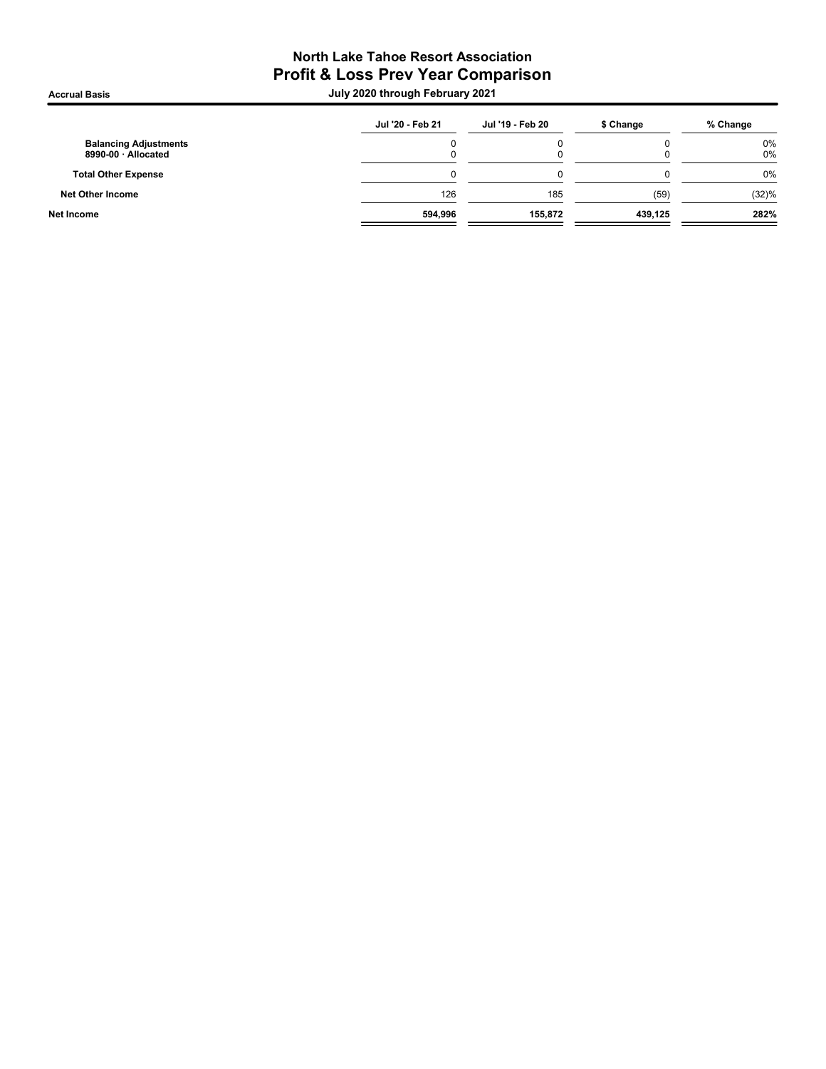# North Lake Tahoe Resort Association
## Profit & Loss Prev Year Comparison

**Accrual Basis** — **July 2020 through February 2021**

| | Jul '20 - Feb 21 | Jul '19 - Feb 20 | $ Change | % Change |
|---|---|---|---|---|
| **Balancing Adjustments** | 0 | 0 | 0 | 0% |
| **8990-00 · Allocated** | 0 | 0 | 0 | 0% |
| **Total Other Expense** | 0 | 0 | 0 | 0% |
| **Net Other Income** | 126 | 185 | (59) | (32)% |
| **Net Income** | **594,996** | **155,872** | **439,125** | **282%** |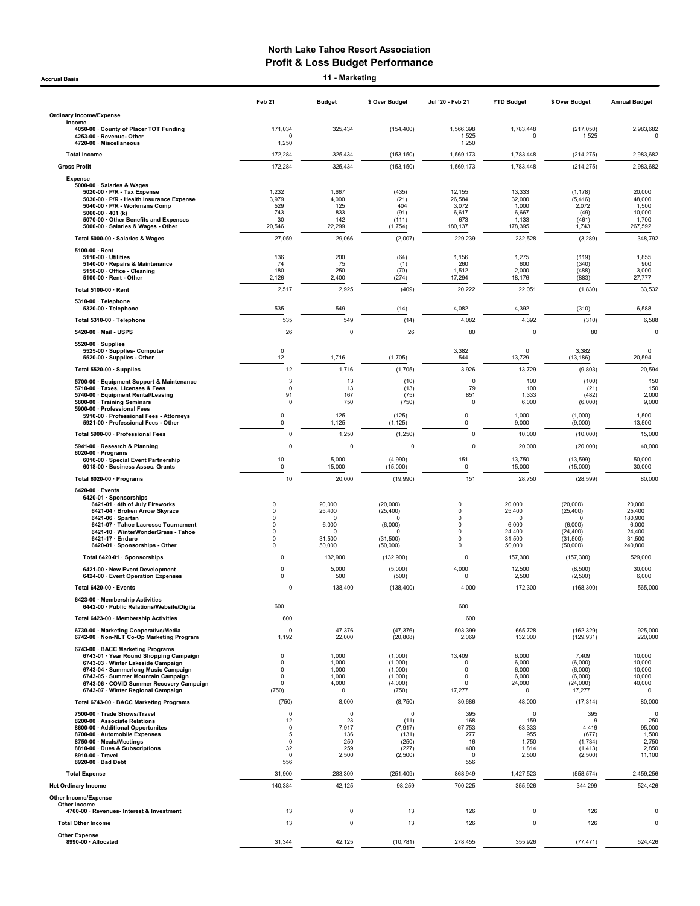# North Lake Tahoe Resort Association
## Profit & Loss Budget Performance
### 11 - Marketing

Accrual Basis

| | Feb 21 | Budget | $ Over Budget | Jul '20 - Feb 21 | YTD Budget | $ Over Budget | Annual Budget |
|---|---|---|---|---|---|---|---|
| **Ordinary Income/Expense** | | | | | | | |
| Income | | | | | | | |
| 4050-00 · County of Placer TOT Funding | 171,034 | 325,434 | (154,400) | 1,566,398 | 1,783,448 | (217,050) | 2,983,682 |
| 4253-00 · Revenue- Other | 0 | | | 1,525 | 0 | 1,525 | 0 |
| 4720-00 · Miscellaneous | 1,250 | | | 1,250 | | | |
| **Total Income** | 172,284 | 325,434 | (153,150) | 1,569,173 | 1,783,448 | (214,275) | 2,983,682 |
| **Gross Profit** | 172,284 | 325,434 | (153,150) | 1,569,173 | 1,783,448 | (214,275) | 2,983,682 |
| Expense | | | | | | | |
| 5000-00 · Salaries & Wages | | | | | | | |
| 5020-00 · P/R - Tax Expense | 1,232 | 1,667 | (435) | 12,155 | 13,333 | (1,178) | 20,000 |
| 5030-00 · P/R - Health Insurance Expense | 3,979 | 4,000 | (21) | 26,584 | 32,000 | (5,416) | 48,000 |
| 5040-00 · P/R - Workmans Comp | 529 | 125 | 404 | 3,072 | 1,000 | 2,072 | 1,500 |
| 5060-00 · 401 (k) | 743 | 833 | (91) | 6,617 | 6,667 | (49) | 10,000 |
| 5070-00 · Other Benefits and Expenses | 30 | 142 | (111) | 673 | 1,133 | (461) | 1,700 |
| 5000-00 · Salaries & Wages - Other | 20,546 | 22,299 | (1,754) | 180,137 | 178,395 | 1,743 | 267,592 |
| Total 5000-00 · Salaries & Wages | 27,059 | 29,066 | (2,007) | 229,239 | 232,528 | (3,289) | 348,792 |
| 5100-00 · Rent | | | | | | | |
| 5110-00 · Utilities | 136 | 200 | (64) | 1,156 | 1,275 | (119) | 1,855 |
| 5140-00 · Repairs & Maintenance | 74 | 75 | (1) | 260 | 600 | (340) | 900 |
| 5150-00 · Office - Cleaning | 180 | 250 | (70) | 1,512 | 2,000 | (488) | 3,000 |
| 5100-00 · Rent - Other | 2,126 | 2,400 | (274) | 17,294 | 18,176 | (883) | 27,777 |
| Total 5100-00 · Rent | 2,517 | 2,925 | (409) | 20,222 | 22,051 | (1,830) | 33,532 |
| 5310-00 · Telephone | | | | | | | |
| 5320-00 · Telephone | 535 | 549 | (14) | 4,082 | 4,392 | (310) | 6,588 |
| Total 5310-00 · Telephone | 535 | 549 | (14) | 4,082 | 4,392 | (310) | 6,588 |
| 5420-00 · Mail - USPS | 26 | 0 | 26 | 80 | 0 | 80 | 0 |
| 5520-00 · Supplies | | | | | | | |
| 5525-00 · Supplies- Computer | 0 | | | 3,382 | 0 | 3,382 | 0 |
| 5520-00 · Supplies - Other | 12 | 1,716 | (1,705) | 544 | 13,729 | (13,186) | 20,594 |
| Total 5520-00 · Supplies | 12 | 1,716 | (1,705) | 3,926 | 13,729 | (9,803) | 20,594 |
| 5700-00 · Equipment Support & Maintenance | 3 | 13 | (10) | 0 | 100 | (100) | 150 |
| 5710-00 · Taxes, Licenses & Fees | 0 | 13 | (13) | 79 | 100 | (21) | 150 |
| 5740-00 · Equipment Rental/Leasing | 91 | 167 | (75) | 851 | 1,333 | (482) | 2,000 |
| 5800-00 · Training Seminars | 0 | 750 | (750) | 0 | 6,000 | (6,000) | 9,000 |
| 5900-00 · Professional Fees | | | | | | | |
| 5910-00 · Professional Fees - Attorneys | 0 | 125 | (125) | 0 | 1,000 | (1,000) | 1,500 |
| 5921-00 · Professional Fees - Other | 0 | 1,125 | (1,125) | 0 | 9,000 | (9,000) | 13,500 |
| Total 5900-00 · Professional Fees | 0 | 1,250 | (1,250) | 0 | 10,000 | (10,000) | 15,000 |
| 5941-00 · Research & Planning | 0 | 0 | 0 | 0 | 20,000 | (20,000) | 40,000 |
| 6020-00 · Programs | | | | | | | |
| 6016-00 · Special Event Partnership | 10 | 5,000 | (4,990) | 151 | 13,750 | (13,599) | 50,000 |
| 6018-00 · Business Assoc. Grants | 0 | 15,000 | (15,000) | 0 | 15,000 | (15,000) | 30,000 |
| Total 6020-00 · Programs | 10 | 20,000 | (19,990) | 151 | 28,750 | (28,599) | 80,000 |
| 6420-00 · Events | | | | | | | |
| 6420-01 · Sponsorships | | | | | | | |
| 6421-01 · 4th of July Fireworks | 0 | 20,000 | (20,000) | 0 | 20,000 | (20,000) | 20,000 |
| 6421-04 · Broken Arrow Skyrace | 0 | 25,400 | (25,400) | 0 | 25,400 | (25,400) | 25,400 |
| 6421-06 · Spartan | 0 | 0 | 0 | 0 | 0 | 0 | 180,900 |
| 6421-07 · Tahoe Lacrosse Tournament | 0 | 6,000 | (6,000) | 0 | 6,000 | (6,000) | 6,000 |
| 6421-10 · WinterWonderGrass - Tahoe | 0 | 0 | 0 | 0 | 24,400 | (24,400) | 24,400 |
| 6421-17 · Enduro | 0 | 31,500 | (31,500) | 0 | 31,500 | (31,500) | 31,500 |
| 6420-01 · Sponsorships - Other | 0 | 50,000 | (50,000) | 0 | 50,000 | (50,000) | 240,800 |
| Total 6420-01 · Sponsorships | 0 | 132,900 | (132,900) | 0 | 157,300 | (157,300) | 529,000 |
| 6421-00 · New Event Development | 0 | 5,000 | (5,000) | 4,000 | 12,500 | (8,500) | 30,000 |
| 6424-00 · Event Operation Expenses | 0 | 500 | (500) | 0 | 2,500 | (2,500) | 6,000 |
| Total 6420-00 · Events | 0 | 138,400 | (138,400) | 4,000 | 172,300 | (168,300) | 565,000 |
| 6423-00 · Membership Activities | | | | | | | |
| 6442-00 · Public Relations/Website/Digita | 600 | | | 600 | | | |
| Total 6423-00 · Membership Activities | 600 | | | 600 | | | |
| 6730-00 · Marketing Cooperative/Media | 0 | 47,376 | (47,376) | 503,399 | 665,728 | (162,329) | 925,000 |
| 6742-00 · Non-NLT Co-Op Marketing Program | 1,192 | 22,000 | (20,808) | 2,069 | 132,000 | (129,931) | 220,000 |
| 6743-00 · BACC Marketing Programs | | | | | | | |
| 6743-01 · Year Round Shopping Campaign | 0 | 1,000 | (1,000) | 13,409 | 6,000 | 7,409 | 10,000 |
| 6743-03 · Winter Lakeside Campaign | 0 | 1,000 | (1,000) | 0 | 6,000 | (6,000) | 10,000 |
| 6743-04 · Summerlong Music Campaign | 0 | 1,000 | (1,000) | 0 | 6,000 | (6,000) | 10,000 |
| 6743-05 · Summer Mountain Campaign | 0 | 1,000 | (1,000) | 0 | 6,000 | (6,000) | 10,000 |
| 6743-06 · COVID Summer Recovery Campaign | 0 | 4,000 | (4,000) | 0 | 24,000 | (24,000) | 40,000 |
| 6743-07 · Winter Regional Campaign | (750) | 0 | (750) | 17,277 | 0 | 17,277 | 0 |
| Total 6743-00 · BACC Marketing Programs | (750) | 8,000 | (8,750) | 30,686 | 48,000 | (17,314) | 80,000 |
| 7500-00 · Trade Shows/Travel | 0 | 0 | 0 | 395 | 0 | 395 | 0 |
| 8200-00 · Associate Relations | 12 | 23 | (11) | 168 | 159 | 9 | 250 |
| 8600-00 · Additional Opportunites | 0 | 7,917 | (7,917) | 67,753 | 63,333 | 4,419 | 95,000 |
| 8700-00 · Automobile Expenses | 5 | 136 | (131) | 277 | 955 | (677) | 1,500 |
| 8750-00 · Meals/Meetings | 0 | 250 | (250) | 16 | 1,750 | (1,734) | 2,750 |
| 8810-00 · Dues & Subscriptions | 32 | 259 | (227) | 400 | 1,814 | (1,413) | 2,850 |
| 8910-00 · Travel | 0 | 2,500 | (2,500) | 0 | 2,500 | (2,500) | 11,100 |
| 8920-00 · Bad Debt | 556 | | | 556 | | | |
| **Total Expense** | 31,900 | 283,309 | (251,409) | 868,949 | 1,427,523 | (558,574) | 2,459,256 |
| **Net Ordinary Income** | 140,384 | 42,125 | 98,259 | 700,225 | 355,926 | 344,299 | 524,426 |
| **Other Income/Expense** | | | | | | | |
| Other Income | | | | | | | |
| 4700-00 · Revenues- Interest & Investment | 13 | 0 | 13 | 126 | 0 | 126 | 0 |
| **Total Other Income** | 13 | 0 | 13 | 126 | 0 | 126 | 0 |
| Other Expense | | | | | | | |
| 8990-00 · Allocated | 31,344 | 42,125 | (10,781) | 278,455 | 355,926 | (77,471) | 524,426 |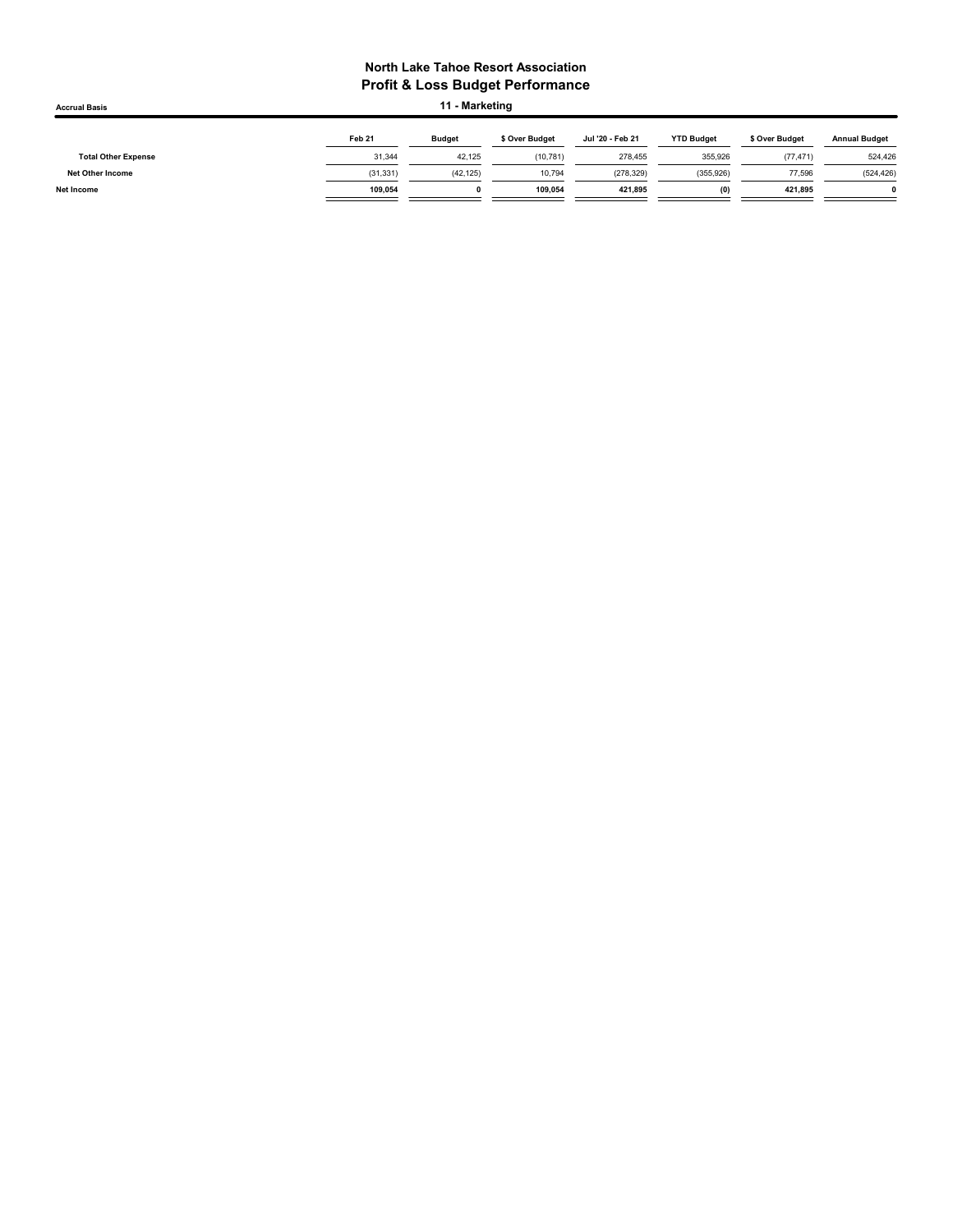# North Lake Tahoe Resort Association

## Profit & Loss Budget Performance

**Accrual Basis**

### 11 - Marketing

| | Feb 21 | Budget | $ Over Budget | Jul '20 - Feb 21 | YTD Budget | $ Over Budget | Annual Budget |
|---|---|---|---|---|---|---|---|
| **Total Other Expense** | 31,344 | 42,125 | (10,781) | 278,455 | 355,926 | (77,471) | 524,426 |
| **Net Other Income** | (31,331) | (42,125) | 10,794 | (278,329) | (355,926) | 77,596 | (524,426) |
| **Net Income** | **109,054** | **0** | **109,054** | **421,895** | **(0)** | **421,895** | **0** |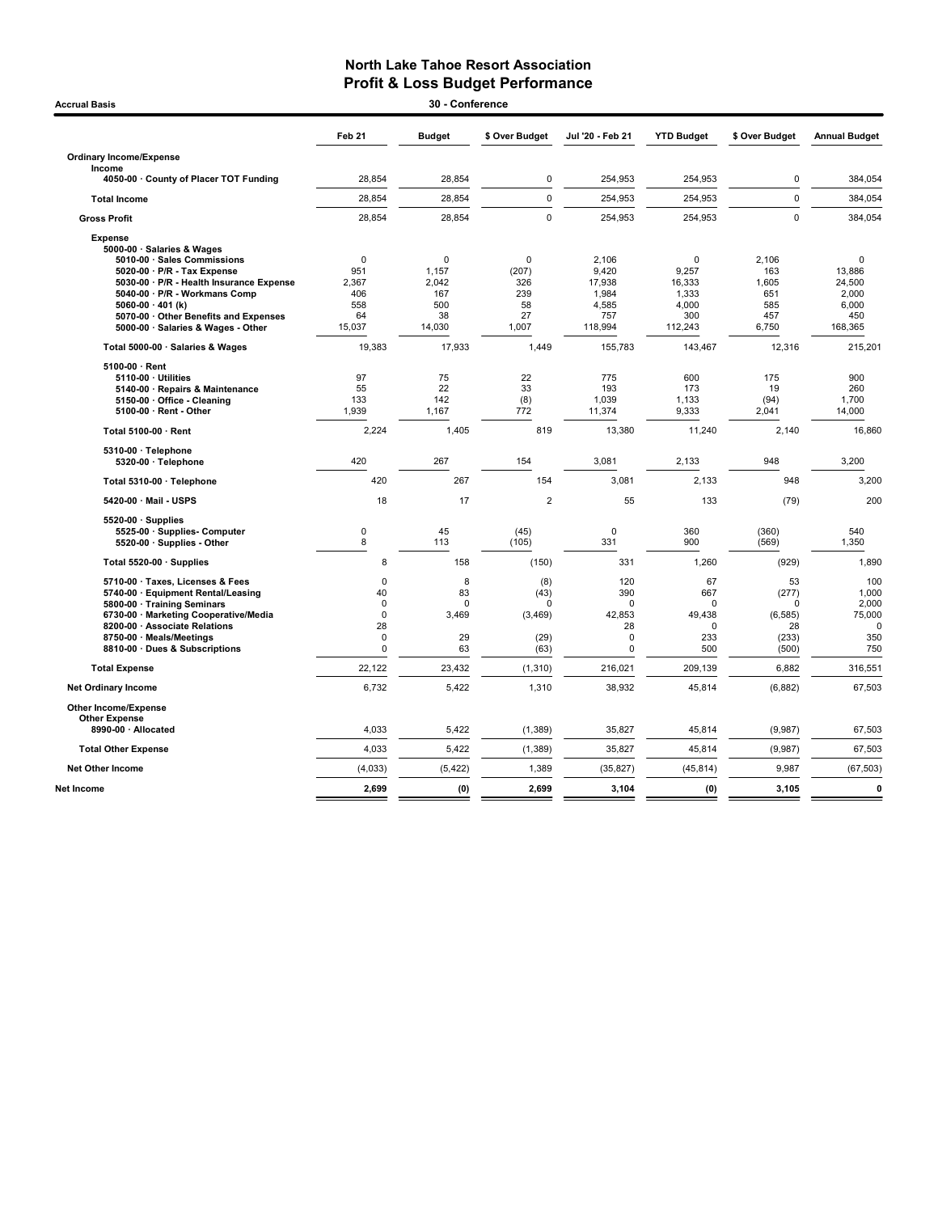# North Lake Tahoe Resort Association
## Profit & Loss Budget Performance

**Accrual Basis** — **30 - Conference**

| | Feb 21 | Budget | $ Over Budget | Jul '20 - Feb 21 | YTD Budget | $ Over Budget | Annual Budget |
|---|---|---|---|---|---|---|---|
| **Ordinary Income/Expense** | | | | | | | |
| **Income** | | | | | | | |
| **4050-00 · County of Placer TOT Funding** | 28,854 | 28,854 | 0 | 254,953 | 254,953 | 0 | 384,054 |
| **Total Income** | 28,854 | 28,854 | 0 | 254,953 | 254,953 | 0 | 384,054 |
| **Gross Profit** | 28,854 | 28,854 | 0 | 254,953 | 254,953 | 0 | 384,054 |
| **Expense** | | | | | | | |
| **5000-00 · Salaries & Wages** | | | | | | | |
| **5010-00 · Sales Commissions** | 0 | 0 | 0 | 2,106 | 0 | 2,106 | 0 |
| **5020-00 · P/R - Tax Expense** | 951 | 1,157 | (207) | 9,420 | 9,257 | 163 | 13,886 |
| **5030-00 · P/R - Health Insurance Expense** | 2,367 | 2,042 | 326 | 17,938 | 16,333 | 1,605 | 24,500 |
| **5040-00 · P/R - Workmans Comp** | 406 | 167 | 239 | 1,984 | 1,333 | 651 | 2,000 |
| **5060-00 · 401 (k)** | 558 | 500 | 58 | 4,585 | 4,000 | 585 | 6,000 |
| **5070-00 · Other Benefits and Expenses** | 64 | 38 | 27 | 757 | 300 | 457 | 450 |
| **5000-00 · Salaries & Wages - Other** | 15,037 | 14,030 | 1,007 | 118,994 | 112,243 | 6,750 | 168,365 |
| **Total 5000-00 · Salaries & Wages** | 19,383 | 17,933 | 1,449 | 155,783 | 143,467 | 12,316 | 215,201 |
| **5100-00 · Rent** | | | | | | | |
| **5110-00 · Utilities** | 97 | 75 | 22 | 775 | 600 | 175 | 900 |
| **5140-00 · Repairs & Maintenance** | 55 | 22 | 33 | 193 | 173 | 19 | 260 |
| **5150-00 · Office - Cleaning** | 133 | 142 | (8) | 1,039 | 1,133 | (94) | 1,700 |
| **5100-00 · Rent - Other** | 1,939 | 1,167 | 772 | 11,374 | 9,333 | 2,041 | 14,000 |
| **Total 5100-00 · Rent** | 2,224 | 1,405 | 819 | 13,380 | 11,240 | 2,140 | 16,860 |
| **5310-00 · Telephone** | | | | | | | |
| **5320-00 · Telephone** | 420 | 267 | 154 | 3,081 | 2,133 | 948 | 3,200 |
| **Total 5310-00 · Telephone** | 420 | 267 | 154 | 3,081 | 2,133 | 948 | 3,200 |
| **5420-00 · Mail - USPS** | 18 | 17 | 2 | 55 | 133 | (79) | 200 |
| **5520-00 · Supplies** | | | | | | | |
| **5525-00 · Supplies- Computer** | 0 | 45 | (45) | 0 | 360 | (360) | 540 |
| **5520-00 · Supplies - Other** | 8 | 113 | (105) | 331 | 900 | (569) | 1,350 |
| **Total 5520-00 · Supplies** | 8 | 158 | (150) | 331 | 1,260 | (929) | 1,890 |
| **5710-00 · Taxes, Licenses & Fees** | 0 | 8 | (8) | 120 | 67 | 53 | 100 |
| **5740-00 · Equipment Rental/Leasing** | 40 | 83 | (43) | 390 | 667 | (277) | 1,000 |
| **5800-00 · Training Seminars** | 0 | 0 | 0 | 0 | 0 | 0 | 2,000 |
| **6730-00 · Marketing Cooperative/Media** | 0 | 3,469 | (3,469) | 42,853 | 49,438 | (6,585) | 75,000 |
| **8200-00 · Associate Relations** | 28 | | | 28 | 0 | 28 | 0 |
| **8750-00 · Meals/Meetings** | 0 | 29 | (29) | 0 | 233 | (233) | 350 |
| **8810-00 · Dues & Subscriptions** | 0 | 63 | (63) | 0 | 500 | (500) | 750 |
| **Total Expense** | 22,122 | 23,432 | (1,310) | 216,021 | 209,139 | 6,882 | 316,551 |
| **Net Ordinary Income** | 6,732 | 5,422 | 1,310 | 38,932 | 45,814 | (6,882) | 67,503 |
| **Other Income/Expense** | | | | | | | |
| **Other Expense** | | | | | | | |
| **8990-00 · Allocated** | 4,033 | 5,422 | (1,389) | 35,827 | 45,814 | (9,987) | 67,503 |
| **Total Other Expense** | 4,033 | 5,422 | (1,389) | 35,827 | 45,814 | (9,987) | 67,503 |
| **Net Other Income** | (4,033) | (5,422) | 1,389 | (35,827) | (45,814) | 9,987 | (67,503) |
| **Net Income** | **2,699** | **(0)** | **2,699** | **3,104** | **(0)** | **3,105** | **0** |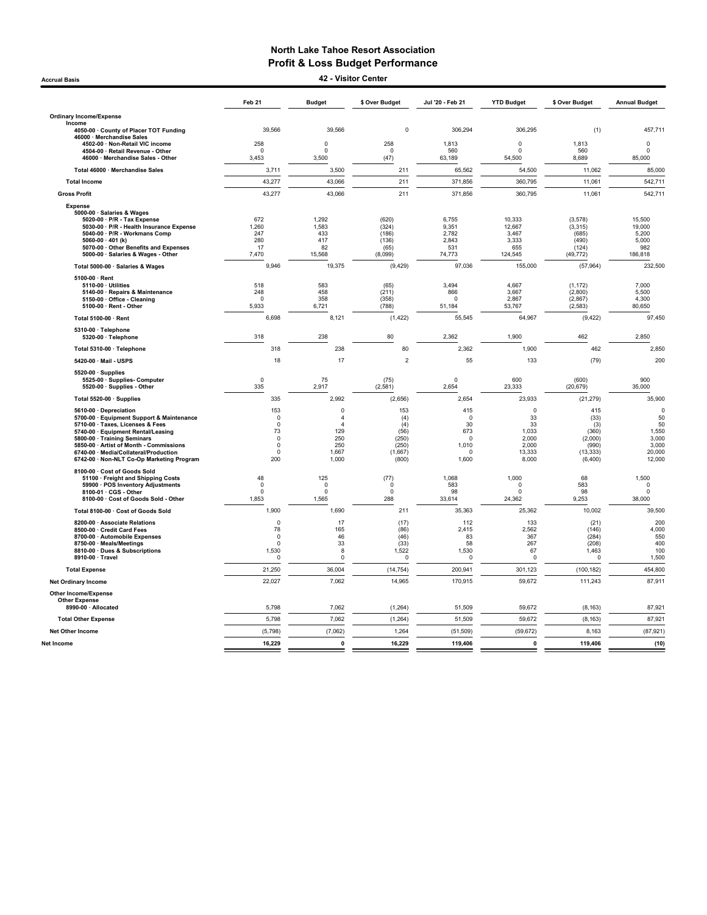# North Lake Tahoe Resort Association
## Profit & Loss Budget Performance

Accrual Basis

### 42 - Visitor Center

| | Feb 21 | Budget | $ Over Budget | Jul '20 - Feb 21 | YTD Budget | $ Over Budget | Annual Budget |
|---|---|---|---|---|---|---|---|
| **Ordinary Income/Expense** | | | | | | | |
| **Income** | | | | | | | |
| 4050-00 · County of Placer TOT Funding | 39,566 | 39,566 | 0 | 306,294 | 306,295 | (1) | 457,711 |
| 46000 · Merchandise Sales | | | | | | | |
| 4502-00 · Non-Retail VIC income | 258 | 0 | 258 | 1,813 | 0 | 1,813 | 0 |
| 4504-00 · Retail Revenue - Other | 0 | 0 | 0 | 560 | 0 | 560 | 0 |
| 46000 · Merchandise Sales - Other | 3,453 | 3,500 | (47) | 63,189 | 54,500 | 8,689 | 85,000 |
| Total 46000 · Merchandise Sales | 3,711 | 3,500 | 211 | 65,562 | 54,500 | 11,062 | 85,000 |
| **Total Income** | 43,277 | 43,066 | 211 | 371,856 | 360,795 | 11,061 | 542,711 |
| **Gross Profit** | 43,277 | 43,066 | 211 | 371,856 | 360,795 | 11,061 | 542,711 |
| **Expense** | | | | | | | |
| 5000-00 · Salaries & Wages | | | | | | | |
| 5020-00 · P/R - Tax Expense | 672 | 1,292 | (620) | 6,755 | 10,333 | (3,578) | 15,500 |
| 5030-00 · P/R - Health Insurance Expense | 1,260 | 1,583 | (324) | 9,351 | 12,667 | (3,315) | 19,000 |
| 5040-00 · P/R - Workmans Comp | 247 | 433 | (186) | 2,782 | 3,467 | (685) | 5,200 |
| 5060-00 · 401 (k) | 280 | 417 | (136) | 2,843 | 3,333 | (490) | 5,000 |
| 5070-00 · Other Benefits and Expenses | 17 | 82 | (65) | 531 | 655 | (124) | 982 |
| 5000-00 · Salaries & Wages - Other | 7,470 | 15,568 | (8,099) | 74,773 | 124,545 | (49,772) | 186,818 |
| Total 5000-00 · Salaries & Wages | 9,946 | 19,375 | (9,429) | 97,036 | 155,000 | (57,964) | 232,500 |
| 5100-00 · Rent | | | | | | | |
| 5110-00 · Utilities | 518 | 583 | (65) | 3,494 | 4,667 | (1,172) | 7,000 |
| 5140-00 · Repairs & Maintenance | 248 | 458 | (211) | 866 | 3,667 | (2,800) | 5,500 |
| 5150-00 · Office - Cleaning | 0 | 358 | (358) | 0 | 2,867 | (2,867) | 4,300 |
| 5100-00 · Rent - Other | 5,933 | 6,721 | (788) | 51,184 | 53,767 | (2,583) | 80,650 |
| Total 5100-00 · Rent | 6,698 | 8,121 | (1,422) | 55,545 | 64,967 | (9,422) | 97,450 |
| 5310-00 · Telephone | | | | | | | |
| 5320-00 · Telephone | 318 | 238 | 80 | 2,362 | 1,900 | 462 | 2,850 |
| Total 5310-00 · Telephone | 318 | 238 | 80 | 2,362 | 1,900 | 462 | 2,850 |
| 5420-00 · Mail - USPS | 18 | 17 | 2 | 55 | 133 | (79) | 200 |
| 5520-00 · Supplies | | | | | | | |
| 5525-00 · Supplies- Computer | 0 | 75 | (75) | 0 | 600 | (600) | 900 |
| 5520-00 · Supplies - Other | 335 | 2,917 | (2,581) | 2,654 | 23,333 | (20,679) | 35,000 |
| Total 5520-00 · Supplies | 335 | 2,992 | (2,656) | 2,654 | 23,933 | (21,279) | 35,900 |
| 5610-00 · Depreciation | 153 | 0 | 153 | 415 | 0 | 415 | 0 |
| 5700-00 · Equipment Support & Maintenance | 0 | 4 | (4) | 0 | 33 | (33) | 50 |
| 5710-00 · Taxes, Licenses & Fees | 0 | 4 | (4) | 30 | 33 | (3) | 50 |
| 5740-00 · Equipment Rental/Leasing | 73 | 129 | (56) | 673 | 1,033 | (360) | 1,550 |
| 5800-00 · Training Seminars | 0 | 250 | (250) | 0 | 2,000 | (2,000) | 3,000 |
| 5850-00 · Artist of Month - Commissions | 0 | 250 | (250) | 1,010 | 2,000 | (990) | 3,000 |
| 6740-00 · Media/Collateral/Production | 0 | 1,667 | (1,667) | 0 | 13,333 | (13,333) | 20,000 |
| 6742-00 · Non-NLT Co-Op Marketing Program | 200 | 1,000 | (800) | 1,600 | 8,000 | (6,400) | 12,000 |
| 8100-00 · Cost of Goods Sold | | | | | | | |
| 51100 · Freight and Shipping Costs | 48 | 125 | (77) | 1,068 | 1,000 | 68 | 1,500 |
| 59900 · POS Inventory Adjustments | 0 | 0 | 0 | 583 | 0 | 583 | 0 |
| 8100-01 · CGS - Other | 0 | 0 | 0 | 98 | 0 | 98 | 0 |
| 8100-00 · Cost of Goods Sold - Other | 1,853 | 1,565 | 288 | 33,614 | 24,362 | 9,253 | 38,000 |
| Total 8100-00 · Cost of Goods Sold | 1,900 | 1,690 | 211 | 35,363 | 25,362 | 10,002 | 39,500 |
| 8200-00 · Associate Relations | 0 | 17 | (17) | 112 | 133 | (21) | 200 |
| 8500-00 · Credit Card Fees | 78 | 165 | (86) | 2,415 | 2,562 | (146) | 4,000 |
| 8700-00 · Automobile Expenses | 0 | 46 | (46) | 83 | 367 | (284) | 550 |
| 8750-00 · Meals/Meetings | 0 | 33 | (33) | 58 | 267 | (208) | 400 |
| 8810-00 · Dues & Subscriptions | 1,530 | 8 | 1,522 | 1,530 | 67 | 1,463 | 100 |
| 8910-00 · Travel | 0 | 0 | 0 | 0 | 0 | 0 | 1,500 |
| **Total Expense** | 21,250 | 36,004 | (14,754) | 200,941 | 301,123 | (100,182) | 454,800 |
| **Net Ordinary Income** | 22,027 | 7,062 | 14,965 | 170,915 | 59,672 | 111,243 | 87,911 |
| **Other Income/Expense** | | | | | | | |
| **Other Expense** | | | | | | | |
| 8990-00 · Allocated | 5,798 | 7,062 | (1,264) | 51,509 | 59,672 | (8,163) | 87,921 |
| **Total Other Expense** | 5,798 | 7,062 | (1,264) | 51,509 | 59,672 | (8,163) | 87,921 |
| **Net Other Income** | (5,798) | (7,062) | 1,264 | (51,509) | (59,672) | 8,163 | (87,921) |
| **Net Income** | **16,229** | **0** | **16,229** | **119,406** | **0** | **119,406** | **(10)** |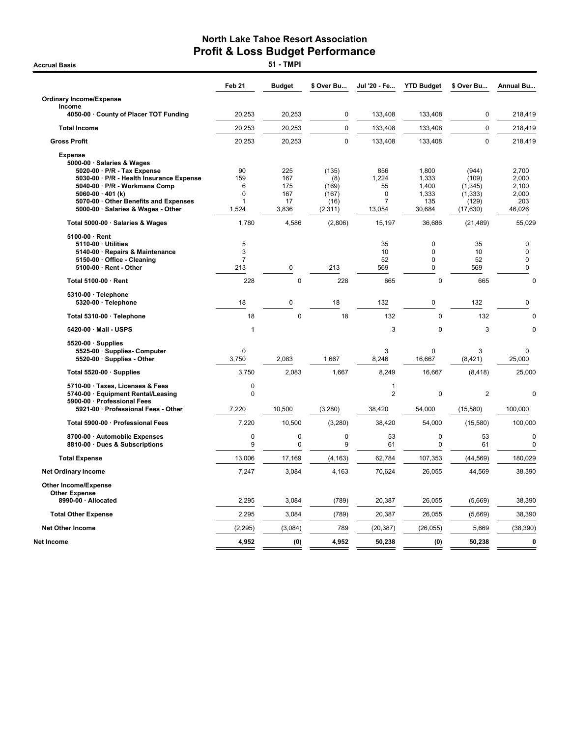# North Lake Tahoe Resort Association
## Profit & Loss Budget Performance

**Accrual Basis** — 51 - TMPI

| | Feb 21 | Budget | $ Over Bu... | Jul '20 - Fe... | YTD Budget | $ Over Bu... | Annual Bu... |
|---|---|---|---|---|---|---|---|
| **Ordinary Income/Expense** | | | | | | | |
| **Income** | | | | | | | |
| 4050-00 · County of Placer TOT Funding | 20,253 | 20,253 | 0 | 133,408 | 133,408 | 0 | 218,419 |
| **Total Income** | 20,253 | 20,253 | 0 | 133,408 | 133,408 | 0 | 218,419 |
| **Gross Profit** | 20,253 | 20,253 | 0 | 133,408 | 133,408 | 0 | 218,419 |
| **Expense** | | | | | | | |
| 5000-00 · Salaries & Wages | | | | | | | |
| 5020-00 · P/R - Tax Expense | 90 | 225 | (135) | 856 | 1,800 | (944) | 2,700 |
| 5030-00 · P/R - Health Insurance Expense | 159 | 167 | (8) | 1,224 | 1,333 | (109) | 2,000 |
| 5040-00 · P/R - Workmans Comp | 6 | 175 | (169) | 55 | 1,400 | (1,345) | 2,100 |
| 5060-00 · 401 (k) | 0 | 167 | (167) | 0 | 1,333 | (1,333) | 2,000 |
| 5070-00 · Other Benefits and Expenses | 1 | 17 | (16) | 7 | 135 | (129) | 203 |
| 5000-00 · Salaries & Wages - Other | 1,524 | 3,836 | (2,311) | 13,054 | 30,684 | (17,630) | 46,026 |
| Total 5000-00 · Salaries & Wages | 1,780 | 4,586 | (2,806) | 15,197 | 36,686 | (21,489) | 55,029 |
| 5100-00 · Rent | | | | | | | |
| 5110-00 · Utilities | 5 | | | 35 | 0 | 35 | 0 |
| 5140-00 · Repairs & Maintenance | 3 | | | 10 | 0 | 10 | 0 |
| 5150-00 · Office - Cleaning | 7 | | | 52 | 0 | 52 | 0 |
| 5100-00 · Rent - Other | 213 | 0 | 213 | 569 | 0 | 569 | 0 |
| Total 5100-00 · Rent | 228 | 0 | 228 | 665 | 0 | 665 | 0 |
| 5310-00 · Telephone | | | | | | | |
| 5320-00 · Telephone | 18 | 0 | 18 | 132 | 0 | 132 | 0 |
| Total 5310-00 · Telephone | 18 | 0 | 18 | 132 | 0 | 132 | 0 |
| 5420-00 · Mail - USPS | 1 | | | 3 | 0 | 3 | 0 |
| 5520-00 · Supplies | | | | | | | |
| 5525-00 · Supplies- Computer | 0 | | | 3 | 0 | 3 | 0 |
| 5520-00 · Supplies - Other | 3,750 | 2,083 | 1,667 | 8,246 | 16,667 | (8,421) | 25,000 |
| Total 5520-00 · Supplies | 3,750 | 2,083 | 1,667 | 8,249 | 16,667 | (8,418) | 25,000 |
| 5710-00 · Taxes, Licenses & Fees | 0 | | | 1 | | | |
| 5740-00 · Equipment Rental/Leasing | 0 | | | 2 | 0 | 2 | 0 |
| 5900-00 · Professional Fees | | | | | | | |
| 5921-00 · Professional Fees - Other | 7,220 | 10,500 | (3,280) | 38,420 | 54,000 | (15,580) | 100,000 |
| Total 5900-00 · Professional Fees | 7,220 | 10,500 | (3,280) | 38,420 | 54,000 | (15,580) | 100,000 |
| 8700-00 · Automobile Expenses | 0 | 0 | 0 | 53 | 0 | 53 | 0 |
| 8810-00 · Dues & Subscriptions | 9 | 0 | 9 | 61 | 0 | 61 | 0 |
| **Total Expense** | 13,006 | 17,169 | (4,163) | 62,784 | 107,353 | (44,569) | 180,029 |
| **Net Ordinary Income** | 7,247 | 3,084 | 4,163 | 70,624 | 26,055 | 44,569 | 38,390 |
| **Other Income/Expense** | | | | | | | |
| **Other Expense** | | | | | | | |
| 8990-00 · Allocated | 2,295 | 3,084 | (789) | 20,387 | 26,055 | (5,669) | 38,390 |
| **Total Other Expense** | 2,295 | 3,084 | (789) | 20,387 | 26,055 | (5,669) | 38,390 |
| **Net Other Income** | (2,295) | (3,084) | 789 | (20,387) | (26,055) | 5,669 | (38,390) |
| **Net Income** | **4,952** | **(0)** | **4,952** | **50,238** | **(0)** | **50,238** | **0** |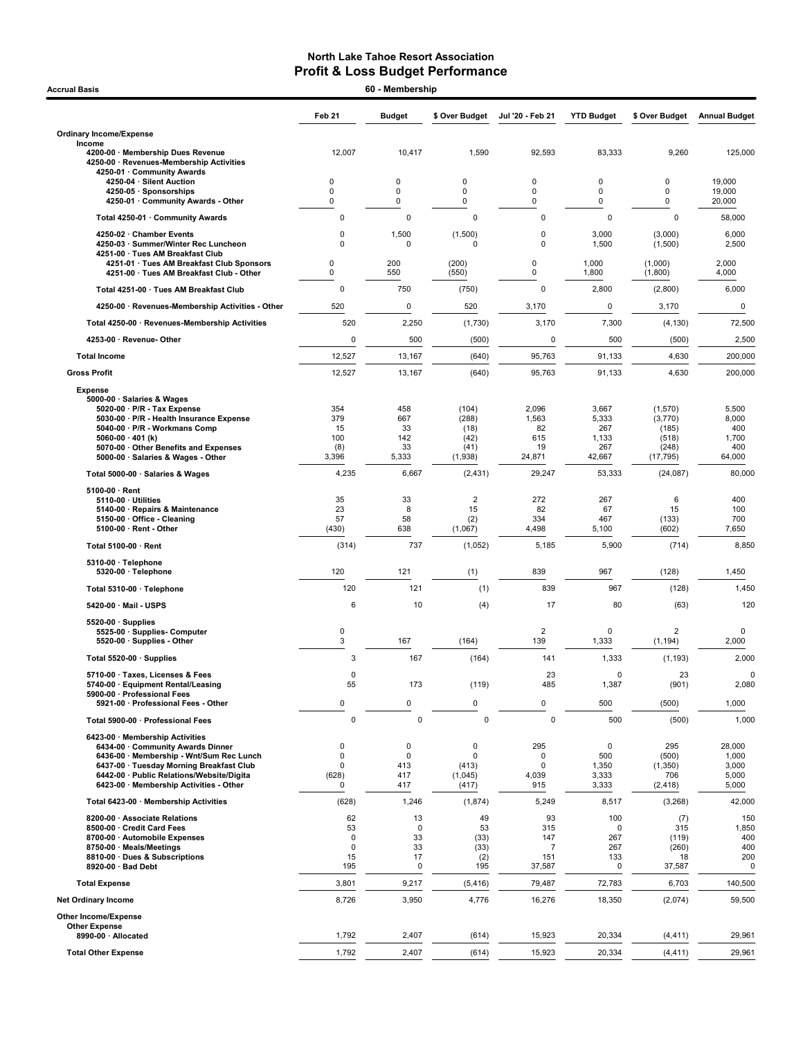# North Lake Tahoe Resort Association
## Profit & Loss Budget Performance

**Accrual Basis** — **60 - Membership**

| | Feb 21 | Budget | $ Over Budget | Jul '20 - Feb 21 | YTD Budget | $ Over Budget | Annual Budget |
|---|---|---|---|---|---|---|---|
| **Ordinary Income/Expense** | | | | | | | |
| **Income** | | | | | | | |
| 4200-00 · Membership Dues Revenue | 12,007 | 10,417 | 1,590 | 92,593 | 83,333 | 9,260 | 125,000 |
| 4250-00 · Revenues-Membership Activities | | | | | | | |
| 4250-01 · Community Awards | | | | | | | |
| 4250-04 · Silent Auction | 0 | 0 | 0 | 0 | 0 | 0 | 19,000 |
| 4250-05 · Sponsorships | 0 | 0 | 0 | 0 | 0 | 0 | 19,000 |
| 4250-01 · Community Awards - Other | 0 | 0 | 0 | 0 | 0 | 0 | 20,000 |
| Total 4250-01 · Community Awards | 0 | 0 | 0 | 0 | 0 | 0 | 58,000 |
| 4250-02 · Chamber Events | 0 | 1,500 | (1,500) | 0 | 3,000 | (3,000) | 6,000 |
| 4250-03 · Summer/Winter Rec Luncheon | 0 | 0 | 0 | 0 | 1,500 | (1,500) | 2,500 |
| 4251-00 · Tues AM Breakfast Club | | | | | | | |
| 4251-01 · Tues AM Breakfast Club Sponsors | 0 | 200 | (200) | 0 | 1,000 | (1,000) | 2,000 |
| 4251-00 · Tues AM Breakfast Club - Other | 0 | 550 | (550) | 0 | 1,800 | (1,800) | 4,000 |
| Total 4251-00 · Tues AM Breakfast Club | 0 | 750 | (750) | 0 | 2,800 | (2,800) | 6,000 |
| 4250-00 · Revenues-Membership Activities - Other | 520 | 0 | 520 | 3,170 | 0 | 3,170 | 0 |
| Total 4250-00 · Revenues-Membership Activities | 520 | 2,250 | (1,730) | 3,170 | 7,300 | (4,130) | 72,500 |
| 4253-00 · Revenue- Other | 0 | 500 | (500) | 0 | 500 | (500) | 2,500 |
| **Total Income** | 12,527 | 13,167 | (640) | 95,763 | 91,133 | 4,630 | 200,000 |
| **Gross Profit** | 12,527 | 13,167 | (640) | 95,763 | 91,133 | 4,630 | 200,000 |
| **Expense** | | | | | | | |
| 5000-00 · Salaries & Wages | | | | | | | |
| 5020-00 · P/R - Tax Expense | 354 | 458 | (104) | 2,096 | 3,667 | (1,570) | 5,500 |
| 5030-00 · P/R - Health Insurance Expense | 379 | 667 | (288) | 1,563 | 5,333 | (3,770) | 8,000 |
| 5040-00 · P/R - Workmans Comp | 15 | 33 | (18) | 82 | 267 | (185) | 400 |
| 5060-00 · 401 (k) | 100 | 142 | (42) | 615 | 1,133 | (518) | 1,700 |
| 5070-00 · Other Benefits and Expenses | (8) | 33 | (41) | 19 | 267 | (248) | 400 |
| 5000-00 · Salaries & Wages - Other | 3,396 | 5,333 | (1,938) | 24,871 | 42,667 | (17,795) | 64,000 |
| Total 5000-00 · Salaries & Wages | 4,235 | 6,667 | (2,431) | 29,247 | 53,333 | (24,087) | 80,000 |
| 5100-00 · Rent | | | | | | | |
| 5110-00 · Utilities | 35 | 33 | 2 | 272 | 267 | 6 | 400 |
| 5140-00 · Repairs & Maintenance | 23 | 8 | 15 | 82 | 67 | 15 | 100 |
| 5150-00 · Office - Cleaning | 57 | 58 | (2) | 334 | 467 | (133) | 700 |
| 5100-00 · Rent - Other | (430) | 638 | (1,067) | 4,498 | 5,100 | (602) | 7,650 |
| Total 5100-00 · Rent | (314) | 737 | (1,052) | 5,185 | 5,900 | (714) | 8,850 |
| 5310-00 · Telephone | | | | | | | |
| 5320-00 · Telephone | 120 | 121 | (1) | 839 | 967 | (128) | 1,450 |
| Total 5310-00 · Telephone | 120 | 121 | (1) | 839 | 967 | (128) | 1,450 |
| 5420-00 · Mail - USPS | 6 | 10 | (4) | 17 | 80 | (63) | 120 |
| 5520-00 · Supplies | | | | | | | |
| 5525-00 · Supplies- Computer | 0 | | | 2 | 0 | 2 | 0 |
| 5520-00 · Supplies - Other | 3 | 167 | (164) | 139 | 1,333 | (1,194) | 2,000 |
| Total 5520-00 · Supplies | 3 | 167 | (164) | 141 | 1,333 | (1,193) | 2,000 |
| 5710-00 · Taxes, Licenses & Fees | 0 | | | 23 | 0 | 23 | 0 |
| 5740-00 · Equipment Rental/Leasing | 55 | 173 | (119) | 485 | 1,387 | (901) | 2,080 |
| 5900-00 · Professional Fees | | | | | | | |
| 5921-00 · Professional Fees - Other | 0 | 0 | 0 | 0 | 500 | (500) | 1,000 |
| Total 5900-00 · Professional Fees | 0 | 0 | 0 | 0 | 500 | (500) | 1,000 |
| 6423-00 · Membership Activities | | | | | | | |
| 6434-00 · Community Awards Dinner | 0 | 0 | 0 | 295 | 0 | 295 | 28,000 |
| 6436-00 · Membership - Wnt/Sum Rec Lunch | 0 | 0 | 0 | 0 | 500 | (500) | 1,000 |
| 6437-00 · Tuesday Morning Breakfast Club | 0 | 413 | (413) | 0 | 1,350 | (1,350) | 3,000 |
| 6442-00 · Public Relations/Website/Digita | (628) | 417 | (1,045) | 4,039 | 3,333 | 706 | 5,000 |
| 6423-00 · Membership Activities - Other | 0 | 417 | (417) | 915 | 3,333 | (2,418) | 5,000 |
| Total 6423-00 · Membership Activities | (628) | 1,246 | (1,874) | 5,249 | 8,517 | (3,268) | 42,000 |
| 8200-00 · Associate Relations | 62 | 13 | 49 | 93 | 100 | (7) | 150 |
| 8500-00 · Credit Card Fees | 53 | 0 | 53 | 315 | 0 | 315 | 1,850 |
| 8700-00 · Automobile Expenses | 0 | 33 | (33) | 147 | 267 | (119) | 400 |
| 8750-00 · Meals/Meetings | 0 | 33 | (33) | 7 | 267 | (260) | 400 |
| 8810-00 · Dues & Subscriptions | 15 | 17 | (2) | 151 | 133 | 18 | 200 |
| 8920-00 · Bad Debt | 195 | 0 | 195 | 37,587 | 0 | 37,587 | 0 |
| **Total Expense** | 3,801 | 9,217 | (5,416) | 79,487 | 72,783 | 6,703 | 140,500 |
| **Net Ordinary Income** | 8,726 | 3,950 | 4,776 | 16,276 | 18,350 | (2,074) | 59,500 |
| **Other Income/Expense** | | | | | | | |
| **Other Expense** | | | | | | | |
| 8990-00 · Allocated | 1,792 | 2,407 | (614) | 15,923 | 20,334 | (4,411) | 29,961 |
| **Total Other Expense** | 1,792 | 2,407 | (614) | 15,923 | 20,334 | (4,411) | 29,961 |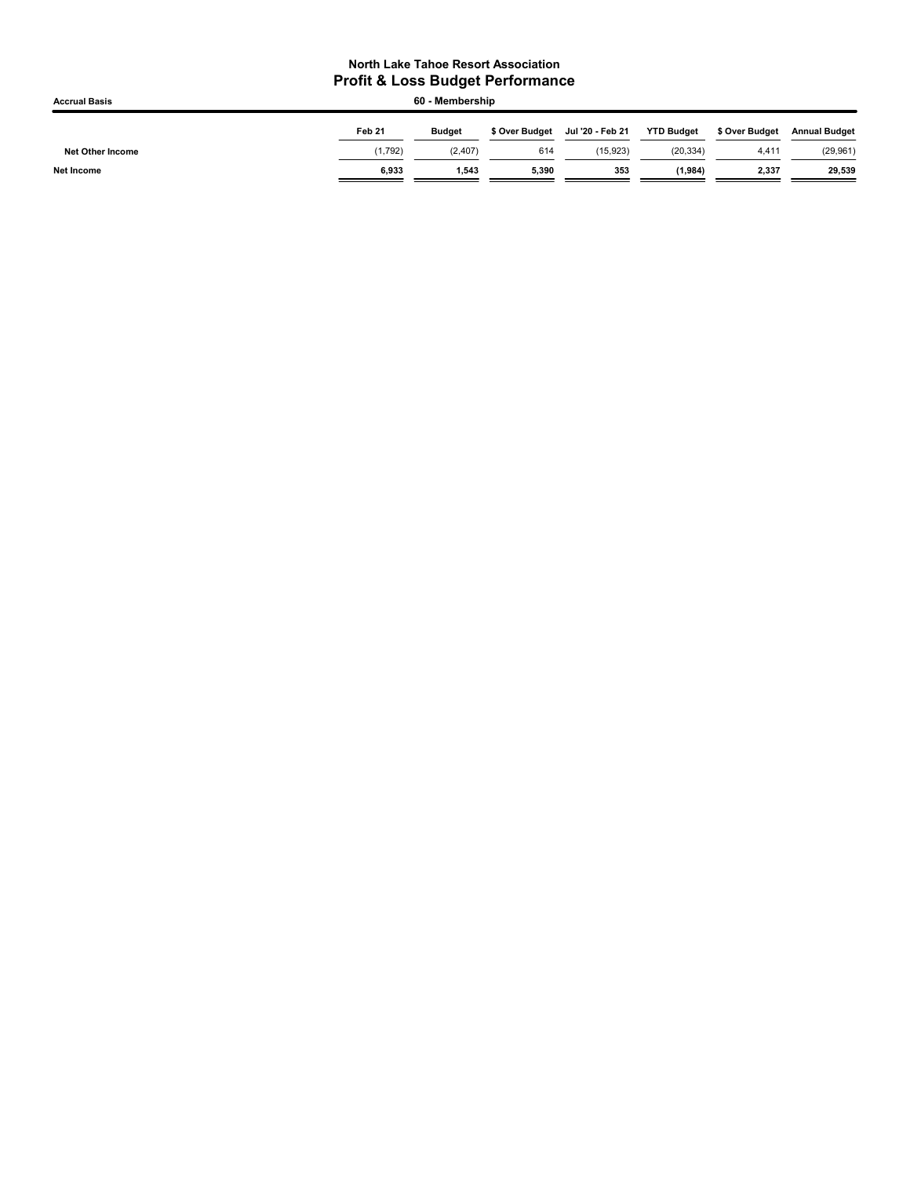**North Lake Tahoe Resort Association**

## Profit & Loss Budget Performance

**Accrual Basis** — **60 - Membership**

| | Feb 21 | Budget | $ Over Budget | Jul '20 - Feb 21 | YTD Budget | $ Over Budget | Annual Budget |
|---|---|---|---|---|---|---|---|
| **Net Other Income** | (1,792) | (2,407) | 614 | (15,923) | (20,334) | 4,411 | (29,961) |
| **Net Income** | **6,933** | **1,543** | **5,390** | **353** | **(1,984)** | **2,337** | **29,539** |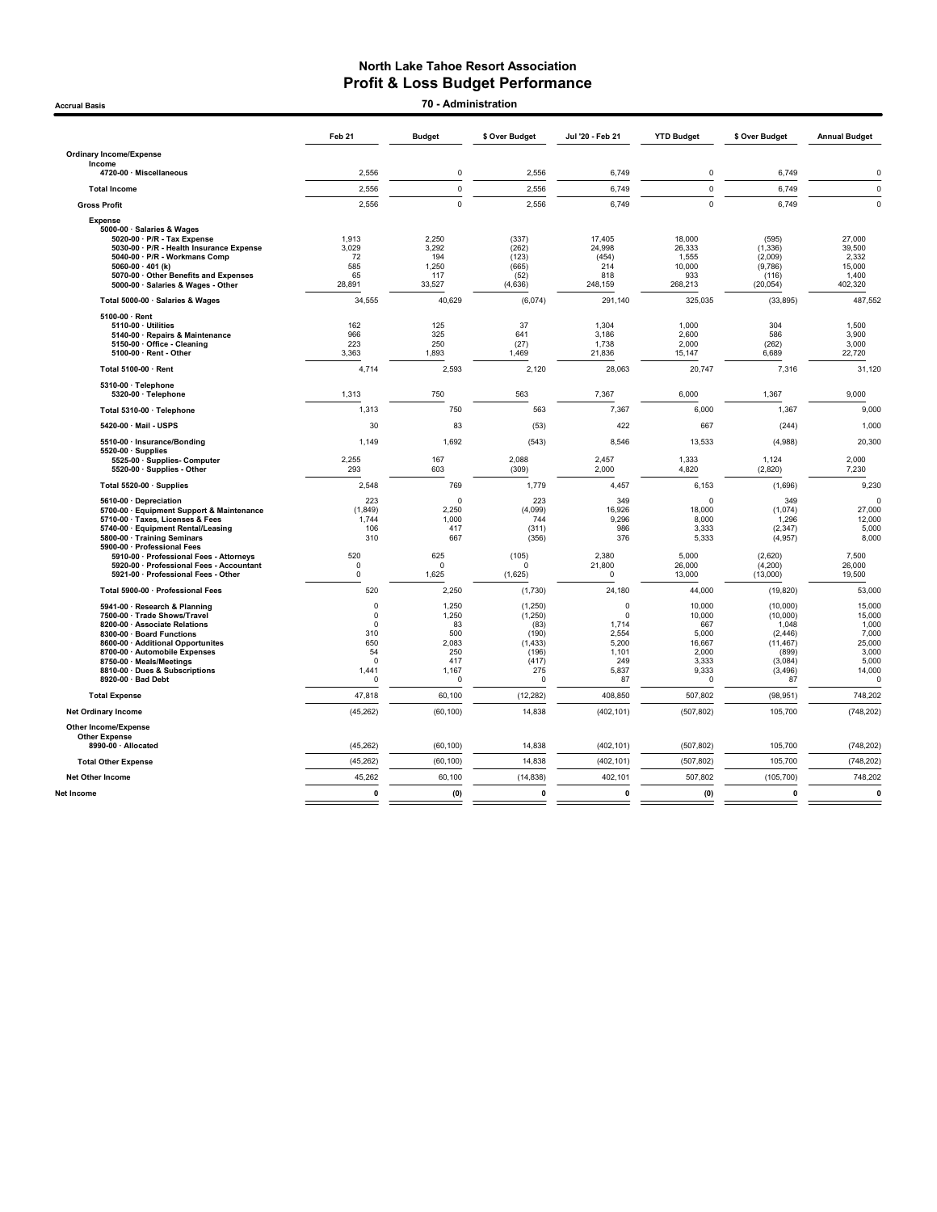# North Lake Tahoe Resort Association
## Profit & Loss Budget Performance

Accrual Basis

### 70 - Administration

| | Feb 21 | Budget | $ Over Budget | Jul '20 - Feb 21 | YTD Budget | $ Over Budget | Annual Budget |
|---|---|---|---|---|---|---|---|
| **Ordinary Income/Expense** | | | | | | | |
| **Income** | | | | | | | |
| **4720-00 · Miscellaneous** | 2,556 | 0 | 2,556 | 6,749 | 0 | 6,749 | 0 |
| **Total Income** | 2,556 | 0 | 2,556 | 6,749 | 0 | 6,749 | 0 |
| **Gross Profit** | 2,556 | 0 | 2,556 | 6,749 | 0 | 6,749 | 0 |
| **Expense** | | | | | | | |
| **5000-00 · Salaries & Wages** | | | | | | | |
| **5020-00 · P/R - Tax Expense** | 1,913 | 2,250 | (337) | 17,405 | 18,000 | (595) | 27,000 |
| **5030-00 · P/R - Health Insurance Expense** | 3,029 | 3,292 | (262) | 24,998 | 26,333 | (1,336) | 39,500 |
| **5040-00 · P/R - Workmans Comp** | 72 | 194 | (123) | (454) | 1,555 | (2,009) | 2,332 |
| **5060-00 · 401 (k)** | 585 | 1,250 | (665) | 214 | 10,000 | (9,786) | 15,000 |
| **5070-00 · Other Benefits and Expenses** | 65 | 117 | (52) | 818 | 933 | (116) | 1,400 |
| **5000-00 · Salaries & Wages - Other** | 28,891 | 33,527 | (4,636) | 248,159 | 268,213 | (20,054) | 402,320 |
| **Total 5000-00 · Salaries & Wages** | 34,555 | 40,629 | (6,074) | 291,140 | 325,035 | (33,895) | 487,552 |
| **5100-00 · Rent** | | | | | | | |
| **5110-00 · Utilities** | 162 | 125 | 37 | 1,304 | 1,000 | 304 | 1,500 |
| **5140-00 · Repairs & Maintenance** | 966 | 325 | 641 | 3,186 | 2,600 | 586 | 3,900 |
| **5150-00 · Office - Cleaning** | 223 | 250 | (27) | 1,738 | 2,000 | (262) | 3,000 |
| **5100-00 · Rent - Other** | 3,363 | 1,893 | 1,469 | 21,836 | 15,147 | 6,689 | 22,720 |
| **Total 5100-00 · Rent** | 4,714 | 2,593 | 2,120 | 28,063 | 20,747 | 7,316 | 31,120 |
| **5310-00 · Telephone** | | | | | | | |
| **5320-00 · Telephone** | 1,313 | 750 | 563 | 7,367 | 6,000 | 1,367 | 9,000 |
| **Total 5310-00 · Telephone** | 1,313 | 750 | 563 | 7,367 | 6,000 | 1,367 | 9,000 |
| **5420-00 · Mail - USPS** | 30 | 83 | (53) | 422 | 667 | (244) | 1,000 |
| **5510-00 · Insurance/Bonding** | 1,149 | 1,692 | (543) | 8,546 | 13,533 | (4,988) | 20,300 |
| **5520-00 · Supplies** | | | | | | | |
| **5525-00 · Supplies- Computer** | 2,255 | 167 | 2,088 | 2,457 | 1,333 | 1,124 | 2,000 |
| **5520-00 · Supplies - Other** | 293 | 603 | (309) | 2,000 | 4,820 | (2,820) | 7,230 |
| **Total 5520-00 · Supplies** | 2,548 | 769 | 1,779 | 4,457 | 6,153 | (1,696) | 9,230 |
| **5610-00 · Depreciation** | 223 | 0 | 223 | 349 | 0 | 349 | 0 |
| **5700-00 · Equipment Support & Maintenance** | (1,849) | 2,250 | (4,099) | 16,926 | 18,000 | (1,074) | 27,000 |
| **5710-00 · Taxes, Licenses & Fees** | 1,744 | 1,000 | 744 | 9,296 | 8,000 | 1,296 | 12,000 |
| **5740-00 · Equipment Rental/Leasing** | 106 | 417 | (311) | 986 | 3,333 | (2,347) | 5,000 |
| **5800-00 · Training Seminars** | 310 | 667 | (356) | 376 | 5,333 | (4,957) | 8,000 |
| **5900-00 · Professional Fees** | | | | | | | |
| **5910-00 · Professional Fees - Attorneys** | 520 | 625 | (105) | 2,380 | 5,000 | (2,620) | 7,500 |
| **5920-00 · Professional Fees - Accountant** | 0 | 0 | 0 | 21,800 | 26,000 | (4,200) | 26,000 |
| **5921-00 · Professional Fees - Other** | 0 | 1,625 | (1,625) | 0 | 13,000 | (13,000) | 19,500 |
| **Total 5900-00 · Professional Fees** | 520 | 2,250 | (1,730) | 24,180 | 44,000 | (19,820) | 53,000 |
| **5941-00 · Research & Planning** | 0 | 1,250 | (1,250) | 0 | 10,000 | (10,000) | 15,000 |
| **7500-00 · Trade Shows/Travel** | 0 | 1,250 | (1,250) | 0 | 10,000 | (10,000) | 15,000 |
| **8200-00 · Associate Relations** | 0 | 83 | (83) | 1,714 | 667 | 1,048 | 1,000 |
| **8300-00 · Board Functions** | 310 | 500 | (190) | 2,554 | 5,000 | (2,446) | 7,000 |
| **8600-00 · Additional Opportunites** | 650 | 2,083 | (1,433) | 5,200 | 16,667 | (11,467) | 25,000 |
| **8700-00 · Automobile Expenses** | 54 | 250 | (196) | 1,101 | 2,000 | (899) | 3,000 |
| **8750-00 · Meals/Meetings** | 0 | 417 | (417) | 249 | 3,333 | (3,084) | 5,000 |
| **8810-00 · Dues & Subscriptions** | 1,441 | 1,167 | 275 | 5,837 | 9,333 | (3,496) | 14,000 |
| **8920-00 · Bad Debt** | 0 | 0 | 0 | 87 | 0 | 87 | 0 |
| **Total Expense** | 47,818 | 60,100 | (12,282) | 408,850 | 507,802 | (98,951) | 748,202 |
| **Net Ordinary Income** | (45,262) | (60,100) | 14,838 | (402,101) | (507,802) | 105,700 | (748,202) |
| **Other Income/Expense** | | | | | | | |
| **Other Expense** | | | | | | | |
| **8990-00 · Allocated** | (45,262) | (60,100) | 14,838 | (402,101) | (507,802) | 105,700 | (748,202) |
| **Total Other Expense** | (45,262) | (60,100) | 14,838 | (402,101) | (507,802) | 105,700 | (748,202) |
| **Net Other Income** | 45,262 | 60,100 | (14,838) | 402,101 | 507,802 | (105,700) | 748,202 |
| **Net Income** | **0** | **(0)** | **0** | **0** | **(0)** | **0** | **0** |